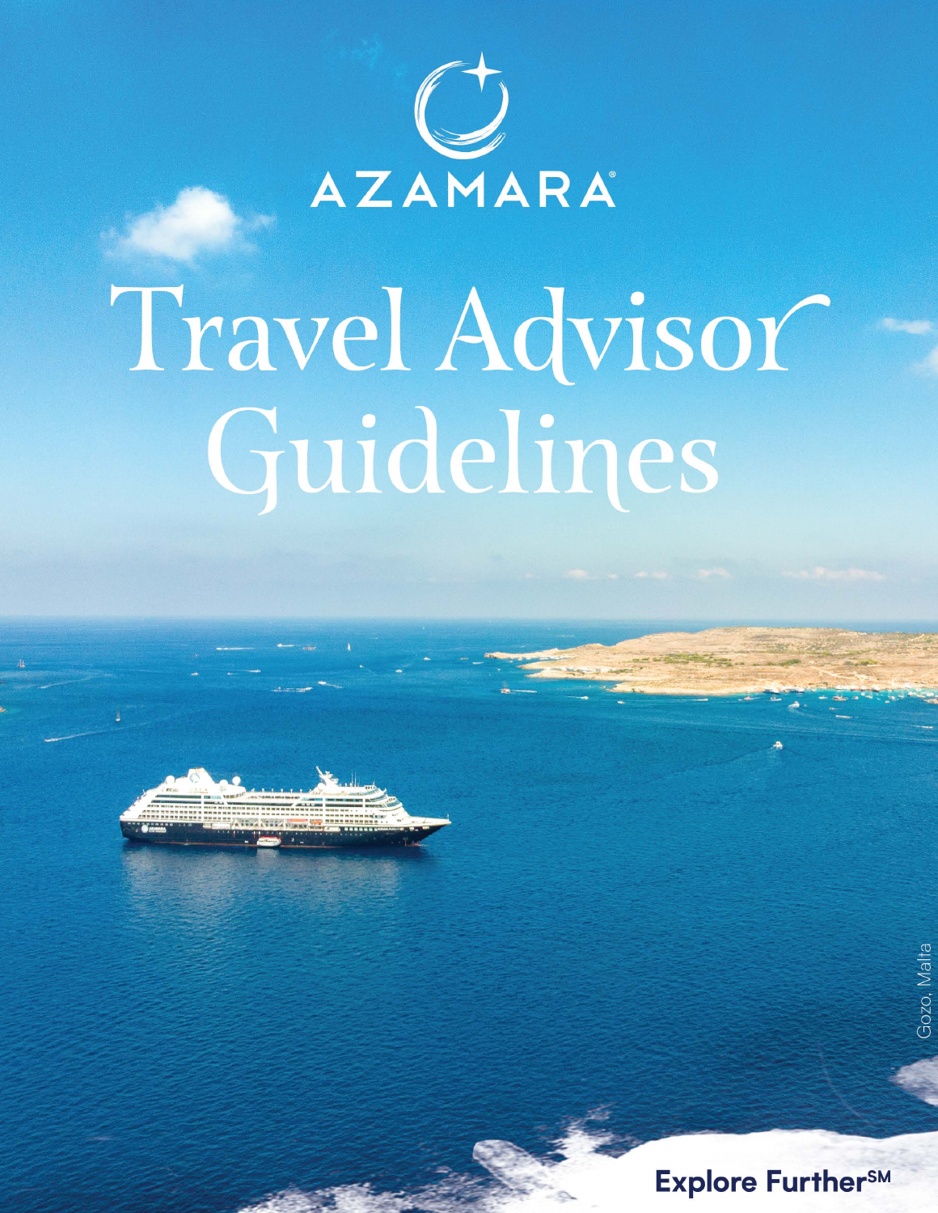AZAMARA®

# Travel Advisor Guidelines

Gozo, Malta

Explore Further℠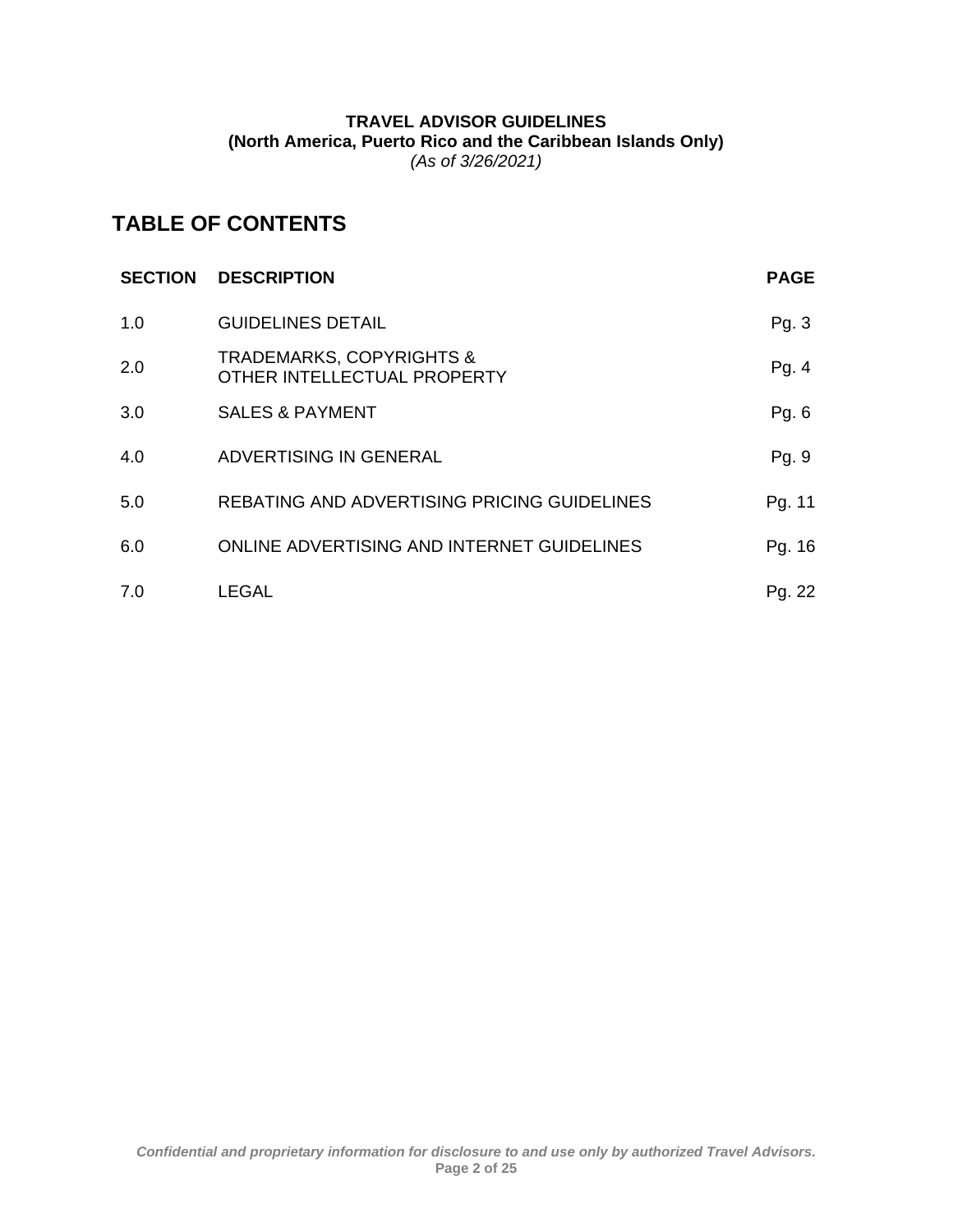**TRAVEL ADVISOR GUIDELINES**
**(North America, Puerto Rico and the Caribbean Islands Only)**
*(As of 3/26/2021)*

# TABLE OF CONTENTS

| SECTION | DESCRIPTION | PAGE |
|---|---|---|
| 1.0 | GUIDELINES DETAIL | Pg. 3 |
| 2.0 | TRADEMARKS, COPYRIGHTS & OTHER INTELLECTUAL PROPERTY | Pg. 4 |
| 3.0 | SALES & PAYMENT | Pg. 6 |
| 4.0 | ADVERTISING IN GENERAL | Pg. 9 |
| 5.0 | REBATING AND ADVERTISING PRICING GUIDELINES | Pg. 11 |
| 6.0 | ONLINE ADVERTISING AND INTERNET GUIDELINES | Pg. 16 |
| 7.0 | LEGAL | Pg. 22 |

*Confidential and proprietary information for disclosure to and use only by authorized Travel Advisors.*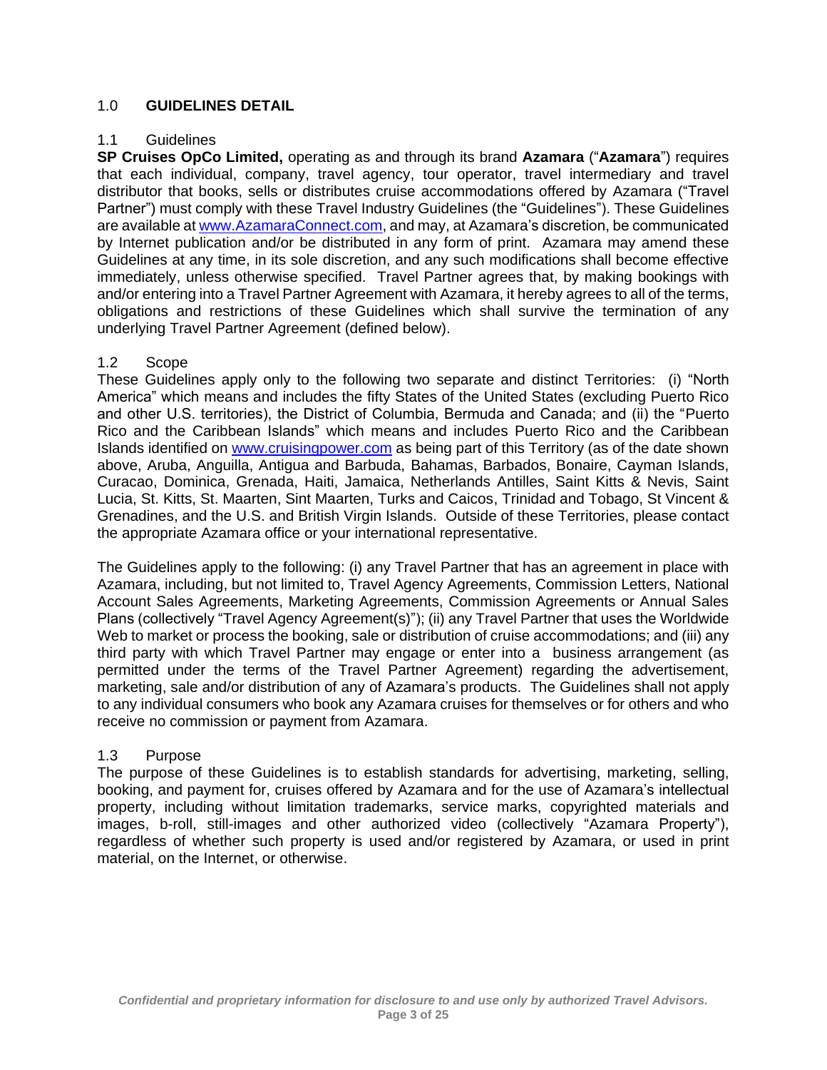## 1.0 GUIDELINES DETAIL

### 1.1 Guidelines

**SP Cruises OpCo Limited,** operating as and through its brand **Azamara** ("**Azamara**") requires that each individual, company, travel agency, tour operator, travel intermediary and travel distributor that books, sells or distributes cruise accommodations offered by Azamara ("Travel Partner") must comply with these Travel Industry Guidelines (the "Guidelines"). These Guidelines are available at [www.AzamaraConnect.com](http://www.AzamaraConnect.com), and may, at Azamara's discretion, be communicated by Internet publication and/or be distributed in any form of print. Azamara may amend these Guidelines at any time, in its sole discretion, and any such modifications shall become effective immediately, unless otherwise specified. Travel Partner agrees that, by making bookings with and/or entering into a Travel Partner Agreement with Azamara, it hereby agrees to all of the terms, obligations and restrictions of these Guidelines which shall survive the termination of any underlying Travel Partner Agreement (defined below).

### 1.2 Scope

These Guidelines apply only to the following two separate and distinct Territories: (i) "North America" which means and includes the fifty States of the United States (excluding Puerto Rico and other U.S. territories), the District of Columbia, Bermuda and Canada; and (ii) the "Puerto Rico and the Caribbean Islands" which means and includes Puerto Rico and the Caribbean Islands identified on [www.cruisingpower.com](http://www.cruisingpower.com) as being part of this Territory (as of the date shown above, Aruba, Anguilla, Antigua and Barbuda, Bahamas, Barbados, Bonaire, Cayman Islands, Curacao, Dominica, Grenada, Haiti, Jamaica, Netherlands Antilles, Saint Kitts & Nevis, Saint Lucia, St. Kitts, St. Maarten, Sint Maarten, Turks and Caicos, Trinidad and Tobago, St Vincent & Grenadines, and the U.S. and British Virgin Islands. Outside of these Territories, please contact the appropriate Azamara office or your international representative.

The Guidelines apply to the following: (i) any Travel Partner that has an agreement in place with Azamara, including, but not limited to, Travel Agency Agreements, Commission Letters, National Account Sales Agreements, Marketing Agreements, Commission Agreements or Annual Sales Plans (collectively "Travel Agency Agreement(s)"); (ii) any Travel Partner that uses the Worldwide Web to market or process the booking, sale or distribution of cruise accommodations; and (iii) any third party with which Travel Partner may engage or enter into a business arrangement (as permitted under the terms of the Travel Partner Agreement) regarding the advertisement, marketing, sale and/or distribution of any of Azamara's products. The Guidelines shall not apply to any individual consumers who book any Azamara cruises for themselves or for others and who receive no commission or payment from Azamara.

### 1.3 Purpose

The purpose of these Guidelines is to establish standards for advertising, marketing, selling, booking, and payment for, cruises offered by Azamara and for the use of Azamara's intellectual property, including without limitation trademarks, service marks, copyrighted materials and images, b-roll, still-images and other authorized video (collectively "Azamara Property"), regardless of whether such property is used and/or registered by Azamara, or used in print material, on the Internet, or otherwise.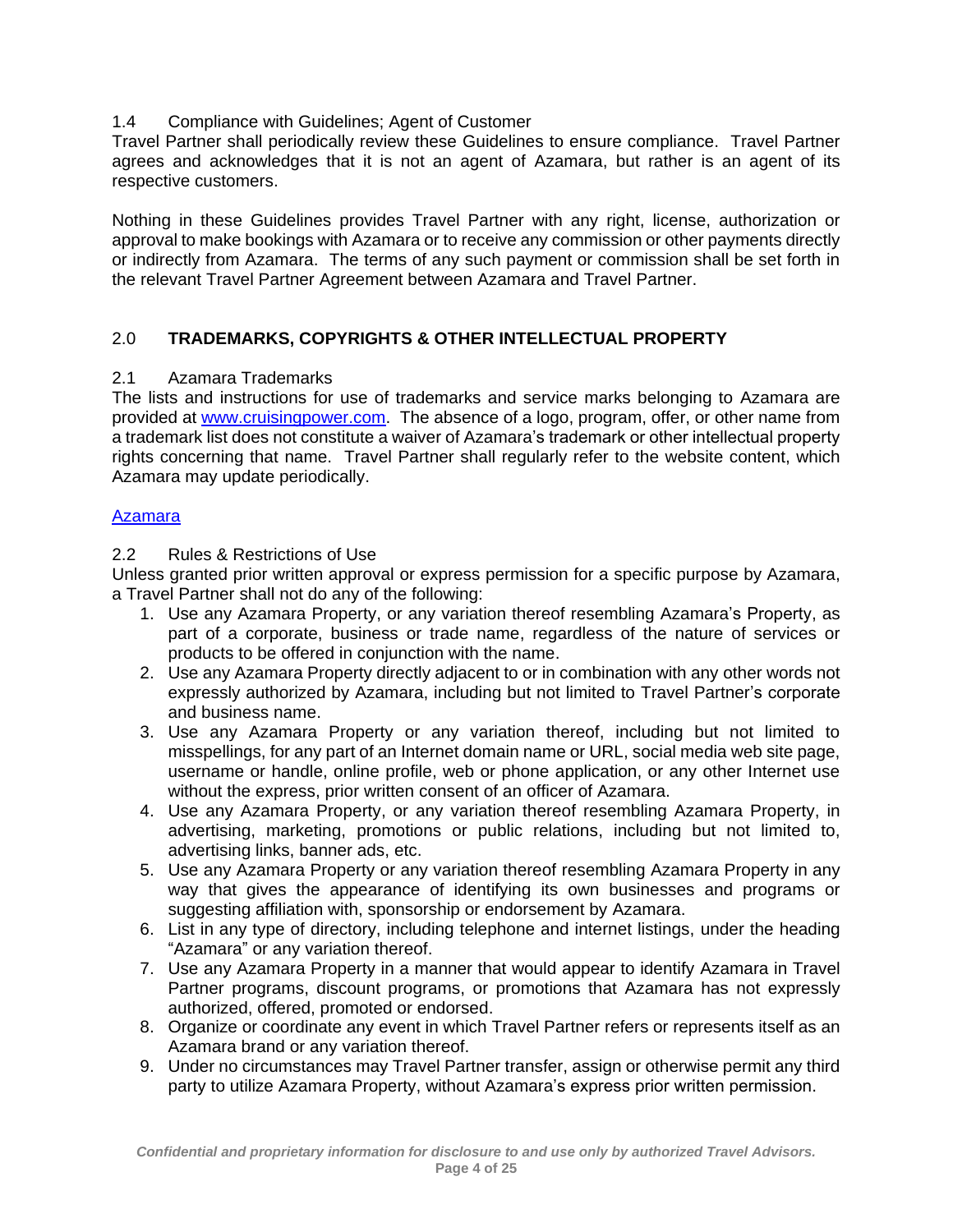### 1.4 Compliance with Guidelines; Agent of Customer

Travel Partner shall periodically review these Guidelines to ensure compliance. Travel Partner agrees and acknowledges that it is not an agent of Azamara, but rather is an agent of its respective customers.

Nothing in these Guidelines provides Travel Partner with any right, license, authorization or approval to make bookings with Azamara or to receive any commission or other payments directly or indirectly from Azamara. The terms of any such payment or commission shall be set forth in the relevant Travel Partner Agreement between Azamara and Travel Partner.

## 2.0 **TRADEMARKS, COPYRIGHTS & OTHER INTELLECTUAL PROPERTY**

### 2.1 Azamara Trademarks

The lists and instructions for use of trademarks and service marks belonging to Azamara are provided at [www.cruisingpower.com](http://www.cruisingpower.com). The absence of a logo, program, offer, or other name from a trademark list does not constitute a waiver of Azamara's trademark or other intellectual property rights concerning that name. Travel Partner shall regularly refer to the website content, which Azamara may update periodically.

[Azamara]()

### 2.2 Rules & Restrictions of Use

Unless granted prior written approval or express permission for a specific purpose by Azamara, a Travel Partner shall not do any of the following:

1. Use any Azamara Property, or any variation thereof resembling Azamara's Property, as part of a corporate, business or trade name, regardless of the nature of services or products to be offered in conjunction with the name.
2. Use any Azamara Property directly adjacent to or in combination with any other words not expressly authorized by Azamara, including but not limited to Travel Partner's corporate and business name.
3. Use any Azamara Property or any variation thereof, including but not limited to misspellings, for any part of an Internet domain name or URL, social media web site page, username or handle, online profile, web or phone application, or any other Internet use without the express, prior written consent of an officer of Azamara.
4. Use any Azamara Property, or any variation thereof resembling Azamara Property, in advertising, marketing, promotions or public relations, including but not limited to, advertising links, banner ads, etc.
5. Use any Azamara Property or any variation thereof resembling Azamara Property in any way that gives the appearance of identifying its own businesses and programs or suggesting affiliation with, sponsorship or endorsement by Azamara.
6. List in any type of directory, including telephone and internet listings, under the heading "Azamara" or any variation thereof.
7. Use any Azamara Property in a manner that would appear to identify Azamara in Travel Partner programs, discount programs, or promotions that Azamara has not expressly authorized, offered, promoted or endorsed.
8. Organize or coordinate any event in which Travel Partner refers or represents itself as an Azamara brand or any variation thereof.
9. Under no circumstances may Travel Partner transfer, assign or otherwise permit any third party to utilize Azamara Property, without Azamara's express prior written permission.

*Confidential and proprietary information for disclosure to and use only by authorized Travel Advisors.*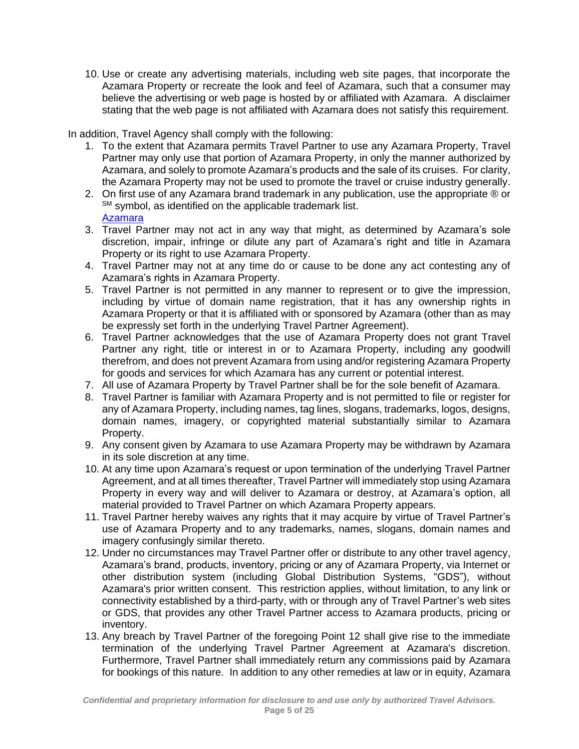10. Use or create any advertising materials, including web site pages, that incorporate the Azamara Property or recreate the look and feel of Azamara, such that a consumer may believe the advertising or web page is hosted by or affiliated with Azamara. A disclaimer stating that the web page is not affiliated with Azamara does not satisfy this requirement.

In addition, Travel Agency shall comply with the following:

1. To the extent that Azamara permits Travel Partner to use any Azamara Property, Travel Partner may only use that portion of Azamara Property, in only the manner authorized by Azamara, and solely to promote Azamara's products and the sale of its cruises. For clarity, the Azamara Property may not be used to promote the travel or cruise industry generally.
2. On first use of any Azamara brand trademark in any publication, use the appropriate ® or SM symbol, as identified on the applicable trademark list.
   Azamara
3. Travel Partner may not act in any way that might, as determined by Azamara's sole discretion, impair, infringe or dilute any part of Azamara's right and title in Azamara Property or its right to use Azamara Property.
4. Travel Partner may not at any time do or cause to be done any act contesting any of Azamara's rights in Azamara Property.
5. Travel Partner is not permitted in any manner to represent or to give the impression, including by virtue of domain name registration, that it has any ownership rights in Azamara Property or that it is affiliated with or sponsored by Azamara (other than as may be expressly set forth in the underlying Travel Partner Agreement).
6. Travel Partner acknowledges that the use of Azamara Property does not grant Travel Partner any right, title or interest in or to Azamara Property, including any goodwill therefrom, and does not prevent Azamara from using and/or registering Azamara Property for goods and services for which Azamara has any current or potential interest.
7. All use of Azamara Property by Travel Partner shall be for the sole benefit of Azamara.
8. Travel Partner is familiar with Azamara Property and is not permitted to file or register for any of Azamara Property, including names, tag lines, slogans, trademarks, logos, designs, domain names, imagery, or copyrighted material substantially similar to Azamara Property.
9. Any consent given by Azamara to use Azamara Property may be withdrawn by Azamara in its sole discretion at any time.
10. At any time upon Azamara's request or upon termination of the underlying Travel Partner Agreement, and at all times thereafter, Travel Partner will immediately stop using Azamara Property in every way and will deliver to Azamara or destroy, at Azamara's option, all material provided to Travel Partner on which Azamara Property appears.
11. Travel Partner hereby waives any rights that it may acquire by virtue of Travel Partner's use of Azamara Property and to any trademarks, names, slogans, domain names and imagery confusingly similar thereto.
12. Under no circumstances may Travel Partner offer or distribute to any other travel agency, Azamara's brand, products, inventory, pricing or any of Azamara Property, via Internet or other distribution system (including Global Distribution Systems, "GDS"), without Azamara's prior written consent. This restriction applies, without limitation, to any link or connectivity established by a third-party, with or through any of Travel Partner's web sites or GDS, that provides any other Travel Partner access to Azamara products, pricing or inventory.
13. Any breach by Travel Partner of the foregoing Point 12 shall give rise to the immediate termination of the underlying Travel Partner Agreement at Azamara's discretion. Furthermore, Travel Partner shall immediately return any commissions paid by Azamara for bookings of this nature. In addition to any other remedies at law or in equity, Azamara

*Confidential and proprietary information for disclosure to and use only by authorized Travel Advisors.*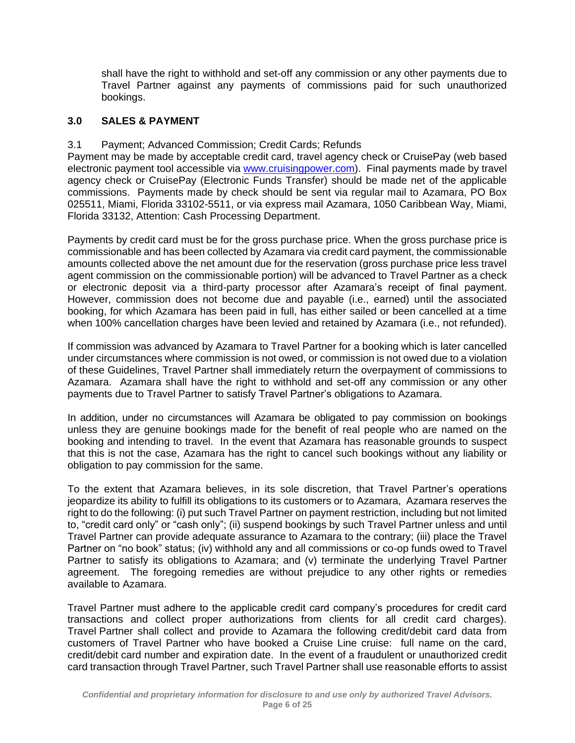shall have the right to withhold and set-off any commission or any other payments due to Travel Partner against any payments of commissions paid for such unauthorized bookings.

## 3.0 SALES & PAYMENT

### 3.1 Payment; Advanced Commission; Credit Cards; Refunds

Payment may be made by acceptable credit card, travel agency check or CruisePay (web based electronic payment tool accessible via [www.cruisingpower.com](www.cruisingpower.com)). Final payments made by travel agency check or CruisePay (Electronic Funds Transfer) should be made net of the applicable commissions. Payments made by check should be sent via regular mail to Azamara, PO Box 025511, Miami, Florida 33102-5511, or via express mail Azamara, 1050 Caribbean Way, Miami, Florida 33132, Attention: Cash Processing Department.

Payments by credit card must be for the gross purchase price. When the gross purchase price is commissionable and has been collected by Azamara via credit card payment, the commissionable amounts collected above the net amount due for the reservation (gross purchase price less travel agent commission on the commissionable portion) will be advanced to Travel Partner as a check or electronic deposit via a third-party processor after Azamara's receipt of final payment. However, commission does not become due and payable (i.e., earned) until the associated booking, for which Azamara has been paid in full, has either sailed or been cancelled at a time when 100% cancellation charges have been levied and retained by Azamara (i.e., not refunded).

If commission was advanced by Azamara to Travel Partner for a booking which is later cancelled under circumstances where commission is not owed, or commission is not owed due to a violation of these Guidelines, Travel Partner shall immediately return the overpayment of commissions to Azamara. Azamara shall have the right to withhold and set-off any commission or any other payments due to Travel Partner to satisfy Travel Partner's obligations to Azamara.

In addition, under no circumstances will Azamara be obligated to pay commission on bookings unless they are genuine bookings made for the benefit of real people who are named on the booking and intending to travel. In the event that Azamara has reasonable grounds to suspect that this is not the case, Azamara has the right to cancel such bookings without any liability or obligation to pay commission for the same.

To the extent that Azamara believes, in its sole discretion, that Travel Partner's operations jeopardize its ability to fulfill its obligations to its customers or to Azamara, Azamara reserves the right to do the following: (i) put such Travel Partner on payment restriction, including but not limited to, "credit card only" or "cash only"; (ii) suspend bookings by such Travel Partner unless and until Travel Partner can provide adequate assurance to Azamara to the contrary; (iii) place the Travel Partner on "no book" status; (iv) withhold any and all commissions or co-op funds owed to Travel Partner to satisfy its obligations to Azamara; and (v) terminate the underlying Travel Partner agreement. The foregoing remedies are without prejudice to any other rights or remedies available to Azamara.

Travel Partner must adhere to the applicable credit card company's procedures for credit card transactions and collect proper authorizations from clients for all credit card charges). Travel Partner shall collect and provide to Azamara the following credit/debit card data from customers of Travel Partner who have booked a Cruise Line cruise: full name on the card, credit/debit card number and expiration date. In the event of a fraudulent or unauthorized credit card transaction through Travel Partner, such Travel Partner shall use reasonable efforts to assist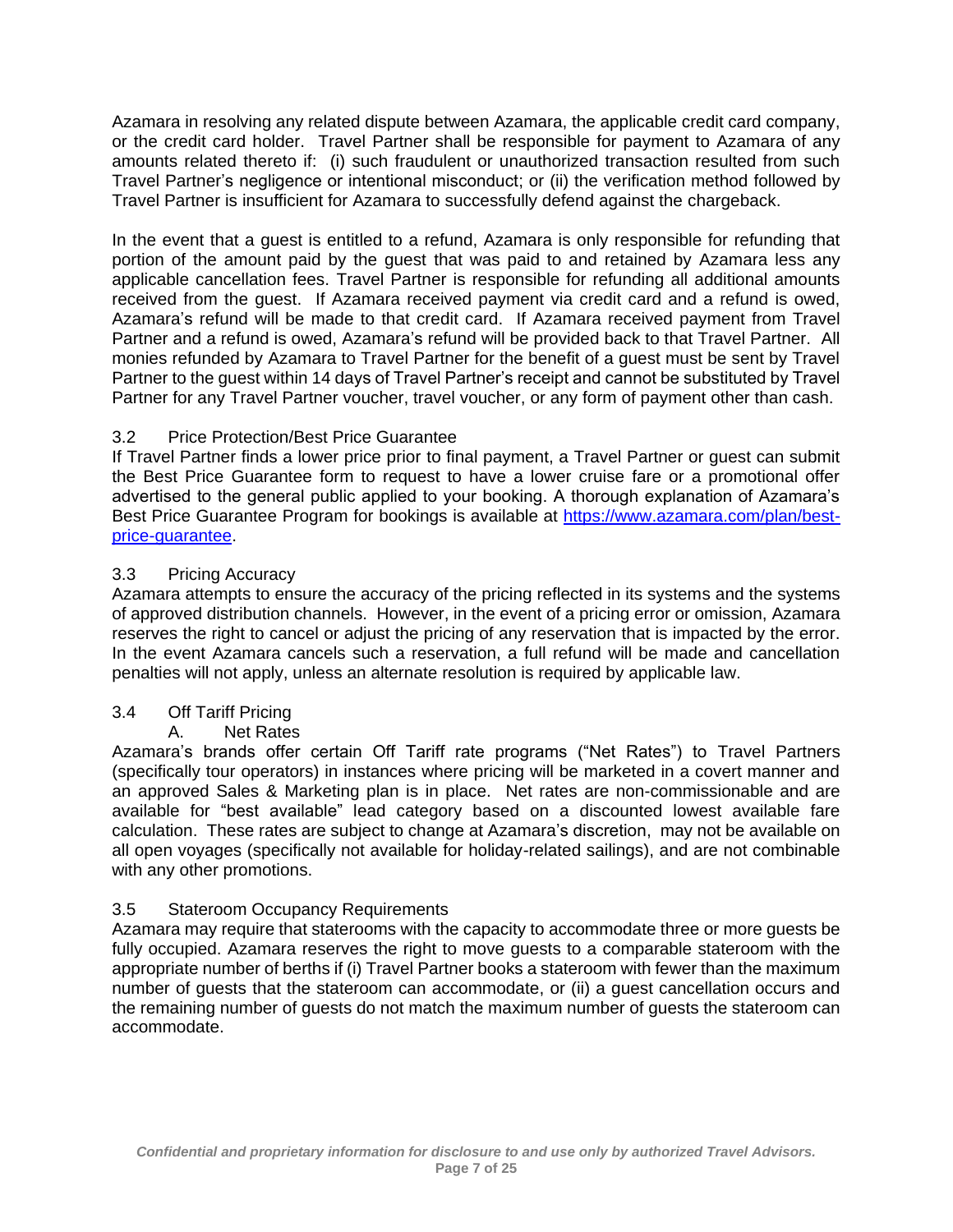Azamara in resolving any related dispute between Azamara, the applicable credit card company, or the credit card holder. Travel Partner shall be responsible for payment to Azamara of any amounts related thereto if: (i) such fraudulent or unauthorized transaction resulted from such Travel Partner's negligence or intentional misconduct; or (ii) the verification method followed by Travel Partner is insufficient for Azamara to successfully defend against the chargeback.

In the event that a guest is entitled to a refund, Azamara is only responsible for refunding that portion of the amount paid by the guest that was paid to and retained by Azamara less any applicable cancellation fees. Travel Partner is responsible for refunding all additional amounts received from the guest. If Azamara received payment via credit card and a refund is owed, Azamara's refund will be made to that credit card. If Azamara received payment from Travel Partner and a refund is owed, Azamara's refund will be provided back to that Travel Partner. All monies refunded by Azamara to Travel Partner for the benefit of a guest must be sent by Travel Partner to the guest within 14 days of Travel Partner's receipt and cannot be substituted by Travel Partner for any Travel Partner voucher, travel voucher, or any form of payment other than cash.

### 3.2 Price Protection/Best Price Guarantee

If Travel Partner finds a lower price prior to final payment, a Travel Partner or guest can submit the Best Price Guarantee form to request to have a lower cruise fare or a promotional offer advertised to the general public applied to your booking. A thorough explanation of Azamara's Best Price Guarantee Program for bookings is available at [https://www.azamara.com/plan/best-price-guarantee](https://www.azamara.com/plan/best-price-guarantee).

### 3.3 Pricing Accuracy

Azamara attempts to ensure the accuracy of the pricing reflected in its systems and the systems of approved distribution channels. However, in the event of a pricing error or omission, Azamara reserves the right to cancel or adjust the pricing of any reservation that is impacted by the error. In the event Azamara cancels such a reservation, a full refund will be made and cancellation penalties will not apply, unless an alternate resolution is required by applicable law.

### 3.4 Off Tariff Pricing

#### A. Net Rates

Azamara's brands offer certain Off Tariff rate programs ("Net Rates") to Travel Partners (specifically tour operators) in instances where pricing will be marketed in a covert manner and an approved Sales & Marketing plan is in place. Net rates are non-commissionable and are available for "best available" lead category based on a discounted lowest available fare calculation. These rates are subject to change at Azamara's discretion, may not be available on all open voyages (specifically not available for holiday-related sailings), and are not combinable with any other promotions.

### 3.5 Stateroom Occupancy Requirements

Azamara may require that staterooms with the capacity to accommodate three or more guests be fully occupied. Azamara reserves the right to move guests to a comparable stateroom with the appropriate number of berths if (i) Travel Partner books a stateroom with fewer than the maximum number of guests that the stateroom can accommodate, or (ii) a guest cancellation occurs and the remaining number of guests do not match the maximum number of guests the stateroom can accommodate.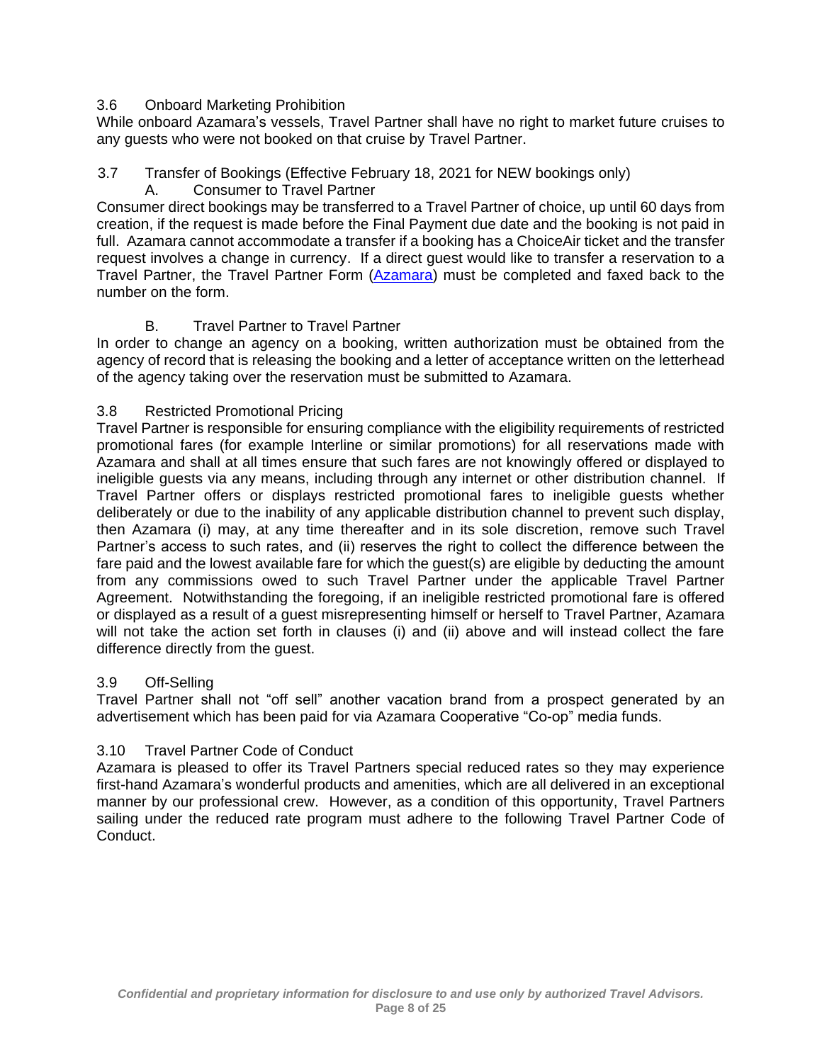### 3.6 Onboard Marketing Prohibition

While onboard Azamara's vessels, Travel Partner shall have no right to market future cruises to any guests who were not booked on that cruise by Travel Partner.

### 3.7 Transfer of Bookings (Effective February 18, 2021 for NEW bookings only)

#### A. Consumer to Travel Partner

Consumer direct bookings may be transferred to a Travel Partner of choice, up until 60 days from creation, if the request is made before the Final Payment due date and the booking is not paid in full. Azamara cannot accommodate a transfer if a booking has a ChoiceAir ticket and the transfer request involves a change in currency. If a direct guest would like to transfer a reservation to a Travel Partner, the Travel Partner Form (Azamara) must be completed and faxed back to the number on the form.

#### B. Travel Partner to Travel Partner

In order to change an agency on a booking, written authorization must be obtained from the agency of record that is releasing the booking and a letter of acceptance written on the letterhead of the agency taking over the reservation must be submitted to Azamara.

### 3.8 Restricted Promotional Pricing

Travel Partner is responsible for ensuring compliance with the eligibility requirements of restricted promotional fares (for example Interline or similar promotions) for all reservations made with Azamara and shall at all times ensure that such fares are not knowingly offered or displayed to ineligible guests via any means, including through any internet or other distribution channel. If Travel Partner offers or displays restricted promotional fares to ineligible guests whether deliberately or due to the inability of any applicable distribution channel to prevent such display, then Azamara (i) may, at any time thereafter and in its sole discretion, remove such Travel Partner's access to such rates, and (ii) reserves the right to collect the difference between the fare paid and the lowest available fare for which the guest(s) are eligible by deducting the amount from any commissions owed to such Travel Partner under the applicable Travel Partner Agreement. Notwithstanding the foregoing, if an ineligible restricted promotional fare is offered or displayed as a result of a guest misrepresenting himself or herself to Travel Partner, Azamara will not take the action set forth in clauses (i) and (ii) above and will instead collect the fare difference directly from the guest.

### 3.9 Off-Selling

Travel Partner shall not "off sell" another vacation brand from a prospect generated by an advertisement which has been paid for via Azamara Cooperative "Co-op" media funds.

### 3.10 Travel Partner Code of Conduct

Azamara is pleased to offer its Travel Partners special reduced rates so they may experience first-hand Azamara's wonderful products and amenities, which are all delivered in an exceptional manner by our professional crew. However, as a condition of this opportunity, Travel Partners sailing under the reduced rate program must adhere to the following Travel Partner Code of Conduct.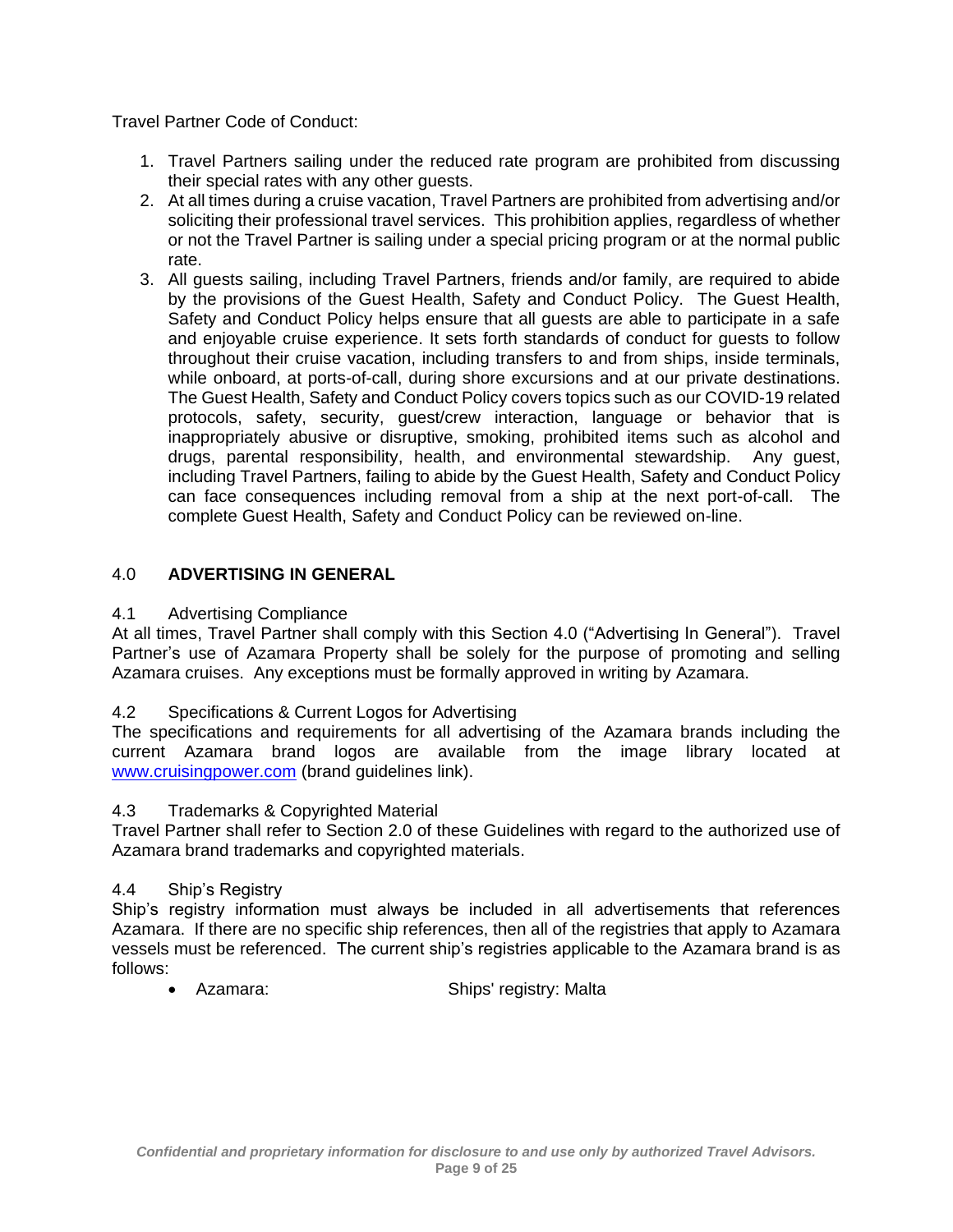Travel Partner Code of Conduct:

1. Travel Partners sailing under the reduced rate program are prohibited from discussing their special rates with any other guests.
2. At all times during a cruise vacation, Travel Partners are prohibited from advertising and/or soliciting their professional travel services. This prohibition applies, regardless of whether or not the Travel Partner is sailing under a special pricing program or at the normal public rate.
3. All guests sailing, including Travel Partners, friends and/or family, are required to abide by the provisions of the Guest Health, Safety and Conduct Policy. The Guest Health, Safety and Conduct Policy helps ensure that all guests are able to participate in a safe and enjoyable cruise experience. It sets forth standards of conduct for guests to follow throughout their cruise vacation, including transfers to and from ships, inside terminals, while onboard, at ports-of-call, during shore excursions and at our private destinations. The Guest Health, Safety and Conduct Policy covers topics such as our COVID-19 related protocols, safety, security, guest/crew interaction, language or behavior that is inappropriately abusive or disruptive, smoking, prohibited items such as alcohol and drugs, parental responsibility, health, and environmental stewardship. Any guest, including Travel Partners, failing to abide by the Guest Health, Safety and Conduct Policy can face consequences including removal from a ship at the next port-of-call. The complete Guest Health, Safety and Conduct Policy can be reviewed on-line.

## 4.0 **ADVERTISING IN GENERAL**

### 4.1 Advertising Compliance

At all times, Travel Partner shall comply with this Section 4.0 ("Advertising In General"). Travel Partner's use of Azamara Property shall be solely for the purpose of promoting and selling Azamara cruises. Any exceptions must be formally approved in writing by Azamara.

### 4.2 Specifications & Current Logos for Advertising

The specifications and requirements for all advertising of the Azamara brands including the current Azamara brand logos are available from the image library located at www.cruisingpower.com (brand guidelines link).

### 4.3 Trademarks & Copyrighted Material

Travel Partner shall refer to Section 2.0 of these Guidelines with regard to the authorized use of Azamara brand trademarks and copyrighted materials.

### 4.4 Ship's Registry

Ship's registry information must always be included in all advertisements that references Azamara. If there are no specific ship references, then all of the registries that apply to Azamara vessels must be referenced. The current ship's registries applicable to the Azamara brand is as follows:

- Azamara: Ships' registry: Malta

*Confidential and proprietary information for disclosure to and use only by authorized Travel Advisors.*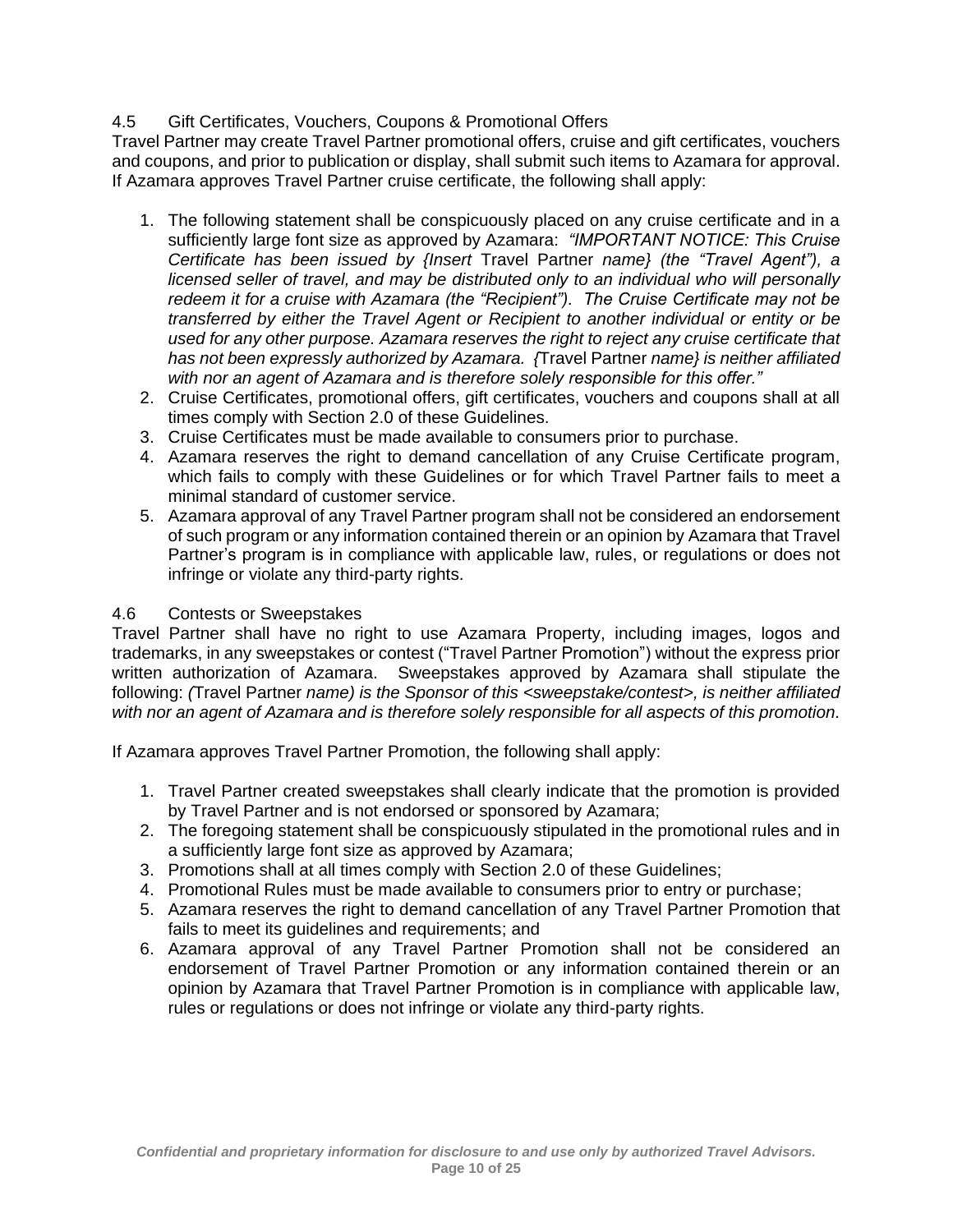### 4.5 Gift Certificates, Vouchers, Coupons & Promotional Offers

Travel Partner may create Travel Partner promotional offers, cruise and gift certificates, vouchers and coupons, and prior to publication or display, shall submit such items to Azamara for approval. If Azamara approves Travel Partner cruise certificate, the following shall apply:

1. The following statement shall be conspicuously placed on any cruise certificate and in a sufficiently large font size as approved by Azamara: *"IMPORTANT NOTICE: This Cruise Certificate has been issued by {Insert* Travel Partner *name} (the "Travel Agent"), a licensed seller of travel, and may be distributed only to an individual who will personally redeem it for a cruise with Azamara (the "Recipient"). The Cruise Certificate may not be transferred by either the Travel Agent or Recipient to another individual or entity or be used for any other purpose. Azamara reserves the right to reject any cruise certificate that has not been expressly authorized by Azamara. {*Travel Partner *name} is neither affiliated with nor an agent of Azamara and is therefore solely responsible for this offer."*
2. Cruise Certificates, promotional offers, gift certificates, vouchers and coupons shall at all times comply with Section 2.0 of these Guidelines.
3. Cruise Certificates must be made available to consumers prior to purchase.
4. Azamara reserves the right to demand cancellation of any Cruise Certificate program, which fails to comply with these Guidelines or for which Travel Partner fails to meet a minimal standard of customer service.
5. Azamara approval of any Travel Partner program shall not be considered an endorsement of such program or any information contained therein or an opinion by Azamara that Travel Partner's program is in compliance with applicable law, rules, or regulations or does not infringe or violate any third-party rights.

### 4.6 Contests or Sweepstakes

Travel Partner shall have no right to use Azamara Property, including images, logos and trademarks, in any sweepstakes or contest ("Travel Partner Promotion") without the express prior written authorization of Azamara. Sweepstakes approved by Azamara shall stipulate the following: *(*Travel Partner *name) is the Sponsor of this <sweepstake/contest>, is neither affiliated with nor an agent of Azamara and is therefore solely responsible for all aspects of this promotion.*

If Azamara approves Travel Partner Promotion, the following shall apply:

1. Travel Partner created sweepstakes shall clearly indicate that the promotion is provided by Travel Partner and is not endorsed or sponsored by Azamara;
2. The foregoing statement shall be conspicuously stipulated in the promotional rules and in a sufficiently large font size as approved by Azamara;
3. Promotions shall at all times comply with Section 2.0 of these Guidelines;
4. Promotional Rules must be made available to consumers prior to entry or purchase;
5. Azamara reserves the right to demand cancellation of any Travel Partner Promotion that fails to meet its guidelines and requirements; and
6. Azamara approval of any Travel Partner Promotion shall not be considered an endorsement of Travel Partner Promotion or any information contained therein or an opinion by Azamara that Travel Partner Promotion is in compliance with applicable law, rules or regulations or does not infringe or violate any third-party rights.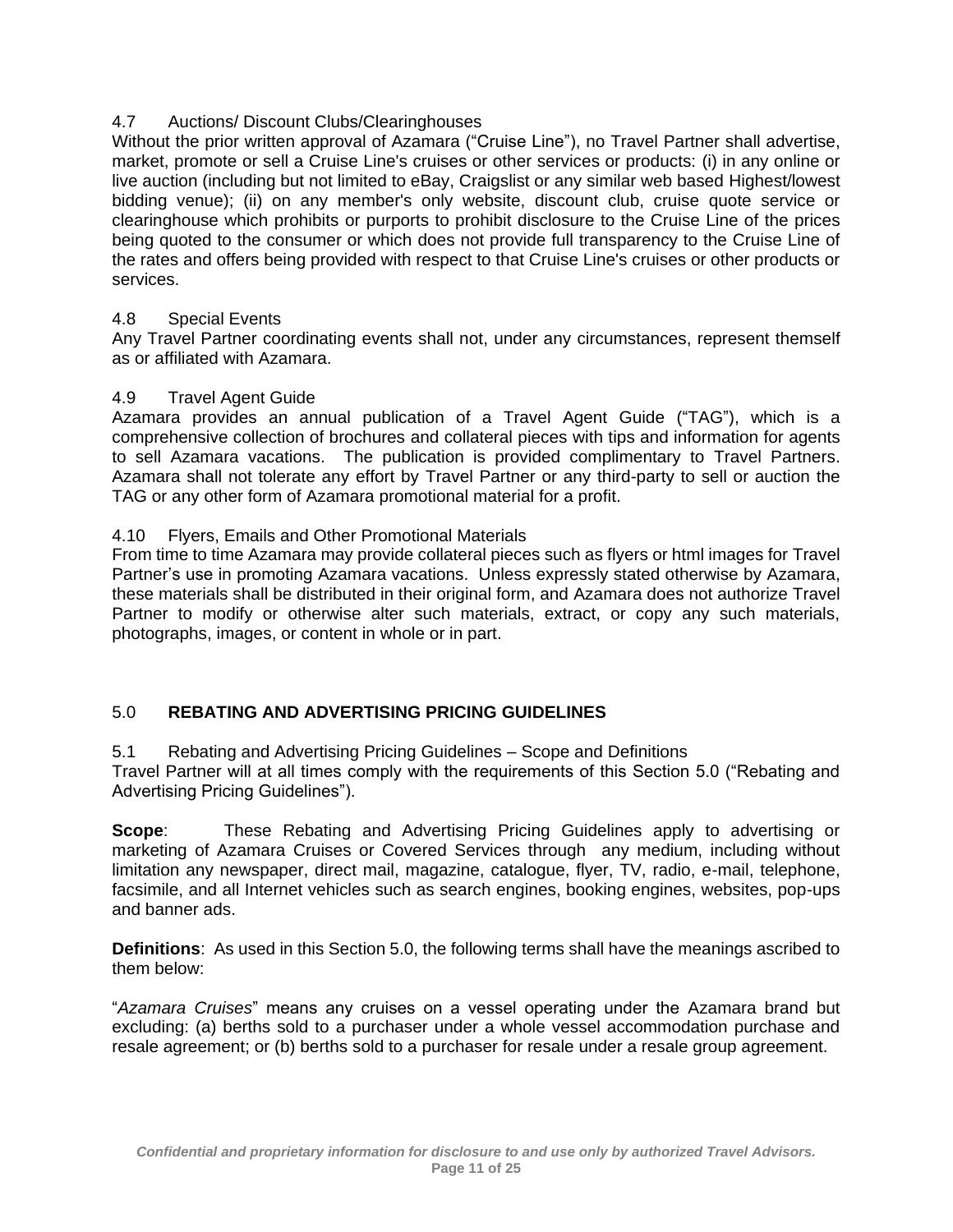### 4.7 Auctions/ Discount Clubs/Clearinghouses

Without the prior written approval of Azamara ("Cruise Line"), no Travel Partner shall advertise, market, promote or sell a Cruise Line's cruises or other services or products: (i) in any online or live auction (including but not limited to eBay, Craigslist or any similar web based Highest/lowest bidding venue); (ii) on any member's only website, discount club, cruise quote service or clearinghouse which prohibits or purports to prohibit disclosure to the Cruise Line of the prices being quoted to the consumer or which does not provide full transparency to the Cruise Line of the rates and offers being provided with respect to that Cruise Line's cruises or other products or services.

### 4.8 Special Events

Any Travel Partner coordinating events shall not, under any circumstances, represent themself as or affiliated with Azamara.

### 4.9 Travel Agent Guide

Azamara provides an annual publication of a Travel Agent Guide ("TAG"), which is a comprehensive collection of brochures and collateral pieces with tips and information for agents to sell Azamara vacations. The publication is provided complimentary to Travel Partners. Azamara shall not tolerate any effort by Travel Partner or any third-party to sell or auction the TAG or any other form of Azamara promotional material for a profit.

### 4.10 Flyers, Emails and Other Promotional Materials

From time to time Azamara may provide collateral pieces such as flyers or html images for Travel Partner's use in promoting Azamara vacations. Unless expressly stated otherwise by Azamara, these materials shall be distributed in their original form, and Azamara does not authorize Travel Partner to modify or otherwise alter such materials, extract, or copy any such materials, photographs, images, or content in whole or in part.

## 5.0 **REBATING AND ADVERTISING PRICING GUIDELINES**

### 5.1 Rebating and Advertising Pricing Guidelines – Scope and Definitions

Travel Partner will at all times comply with the requirements of this Section 5.0 ("Rebating and Advertising Pricing Guidelines").

**Scope**: These Rebating and Advertising Pricing Guidelines apply to advertising or marketing of Azamara Cruises or Covered Services through any medium, including without limitation any newspaper, direct mail, magazine, catalogue, flyer, TV, radio, e-mail, telephone, facsimile, and all Internet vehicles such as search engines, booking engines, websites, pop-ups and banner ads.

**Definitions**: As used in this Section 5.0, the following terms shall have the meanings ascribed to them below:

"*Azamara Cruises*" means any cruises on a vessel operating under the Azamara brand but excluding: (a) berths sold to a purchaser under a whole vessel accommodation purchase and resale agreement; or (b) berths sold to a purchaser for resale under a resale group agreement.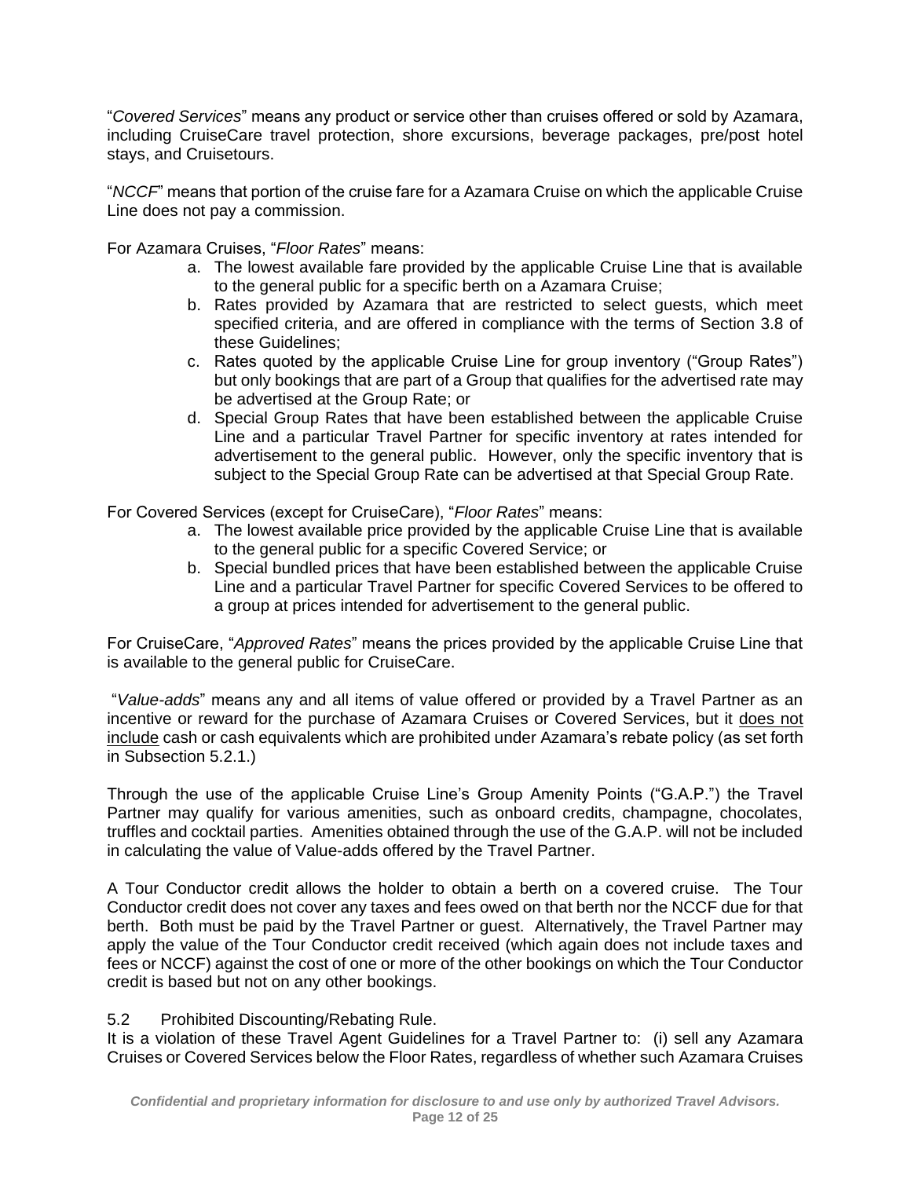"*Covered Services*" means any product or service other than cruises offered or sold by Azamara, including CruiseCare travel protection, shore excursions, beverage packages, pre/post hotel stays, and Cruisetours.

"*NCCF*" means that portion of the cruise fare for a Azamara Cruise on which the applicable Cruise Line does not pay a commission.

For Azamara Cruises, "*Floor Rates*" means:

a. The lowest available fare provided by the applicable Cruise Line that is available to the general public for a specific berth on a Azamara Cruise;
b. Rates provided by Azamara that are restricted to select guests, which meet specified criteria, and are offered in compliance with the terms of Section 3.8 of these Guidelines;
c. Rates quoted by the applicable Cruise Line for group inventory ("Group Rates") but only bookings that are part of a Group that qualifies for the advertised rate may be advertised at the Group Rate; or
d. Special Group Rates that have been established between the applicable Cruise Line and a particular Travel Partner for specific inventory at rates intended for advertisement to the general public. However, only the specific inventory that is subject to the Special Group Rate can be advertised at that Special Group Rate.

For Covered Services (except for CruiseCare), "*Floor Rates*" means:

a. The lowest available price provided by the applicable Cruise Line that is available to the general public for a specific Covered Service; or
b. Special bundled prices that have been established between the applicable Cruise Line and a particular Travel Partner for specific Covered Services to be offered to a group at prices intended for advertisement to the general public.

For CruiseCare, "*Approved Rates*" means the prices provided by the applicable Cruise Line that is available to the general public for CruiseCare.

"*Value-adds*" means any and all items of value offered or provided by a Travel Partner as an incentive or reward for the purchase of Azamara Cruises or Covered Services, but it <u>does not include</u> cash or cash equivalents which are prohibited under Azamara's rebate policy (as set forth in Subsection 5.2.1.)

Through the use of the applicable Cruise Line's Group Amenity Points ("G.A.P.") the Travel Partner may qualify for various amenities, such as onboard credits, champagne, chocolates, truffles and cocktail parties. Amenities obtained through the use of the G.A.P. will not be included in calculating the value of Value-adds offered by the Travel Partner.

A Tour Conductor credit allows the holder to obtain a berth on a covered cruise. The Tour Conductor credit does not cover any taxes and fees owed on that berth nor the NCCF due for that berth. Both must be paid by the Travel Partner or guest. Alternatively, the Travel Partner may apply the value of the Tour Conductor credit received (which again does not include taxes and fees or NCCF) against the cost of one or more of the other bookings on which the Tour Conductor credit is based but not on any other bookings.

5.2 Prohibited Discounting/Rebating Rule.

It is a violation of these Travel Agent Guidelines for a Travel Partner to: (i) sell any Azamara Cruises or Covered Services below the Floor Rates, regardless of whether such Azamara Cruises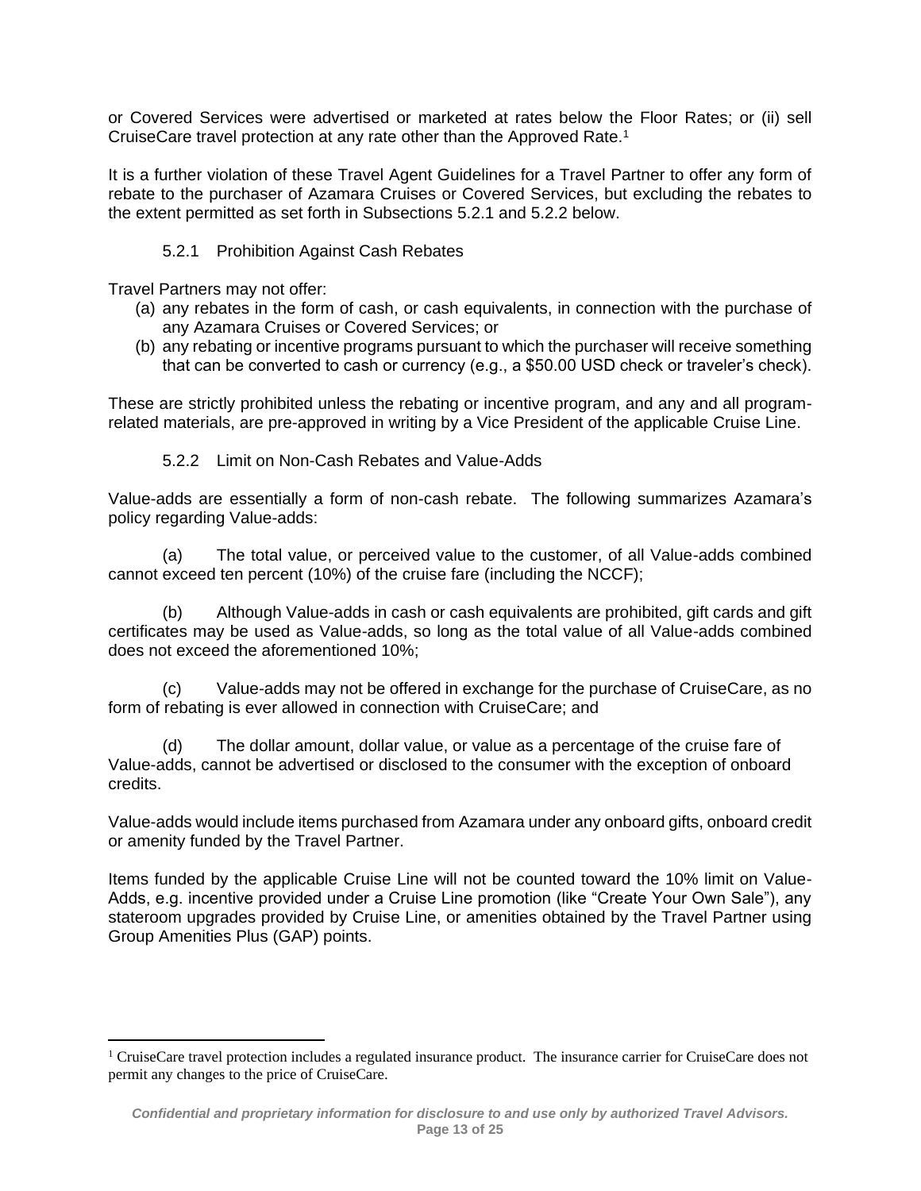or Covered Services were advertised or marketed at rates below the Floor Rates; or (ii) sell CruiseCare travel protection at any rate other than the Approved Rate.[1]

It is a further violation of these Travel Agent Guidelines for a Travel Partner to offer any form of rebate to the purchaser of Azamara Cruises or Covered Services, but excluding the rebates to the extent permitted as set forth in Subsections 5.2.1 and 5.2.2 below.

### 5.2.1 Prohibition Against Cash Rebates

Travel Partners may not offer:

(a) any rebates in the form of cash, or cash equivalents, in connection with the purchase of any Azamara Cruises or Covered Services; or

(b) any rebating or incentive programs pursuant to which the purchaser will receive something that can be converted to cash or currency (e.g., a $50.00 USD check or traveler's check).

These are strictly prohibited unless the rebating or incentive program, and any and all program-related materials, are pre-approved in writing by a Vice President of the applicable Cruise Line.

### 5.2.2 Limit on Non-Cash Rebates and Value-Adds

Value-adds are essentially a form of non-cash rebate. The following summarizes Azamara's policy regarding Value-adds:

(a) The total value, or perceived value to the customer, of all Value-adds combined cannot exceed ten percent (10%) of the cruise fare (including the NCCF);

(b) Although Value-adds in cash or cash equivalents are prohibited, gift cards and gift certificates may be used as Value-adds, so long as the total value of all Value-adds combined does not exceed the aforementioned 10%;

(c) Value-adds may not be offered in exchange for the purchase of CruiseCare, as no form of rebating is ever allowed in connection with CruiseCare; and

(d) The dollar amount, dollar value, or value as a percentage of the cruise fare of Value-adds, cannot be advertised or disclosed to the consumer with the exception of onboard credits.

Value-adds would include items purchased from Azamara under any onboard gifts, onboard credit or amenity funded by the Travel Partner.

Items funded by the applicable Cruise Line will not be counted toward the 10% limit on Value-Adds, e.g. incentive provided under a Cruise Line promotion (like "Create Your Own Sale"), any stateroom upgrades provided by Cruise Line, or amenities obtained by the Travel Partner using Group Amenities Plus (GAP) points.

---

[1] CruiseCare travel protection includes a regulated insurance product. The insurance carrier for CruiseCare does not permit any changes to the price of CruiseCare.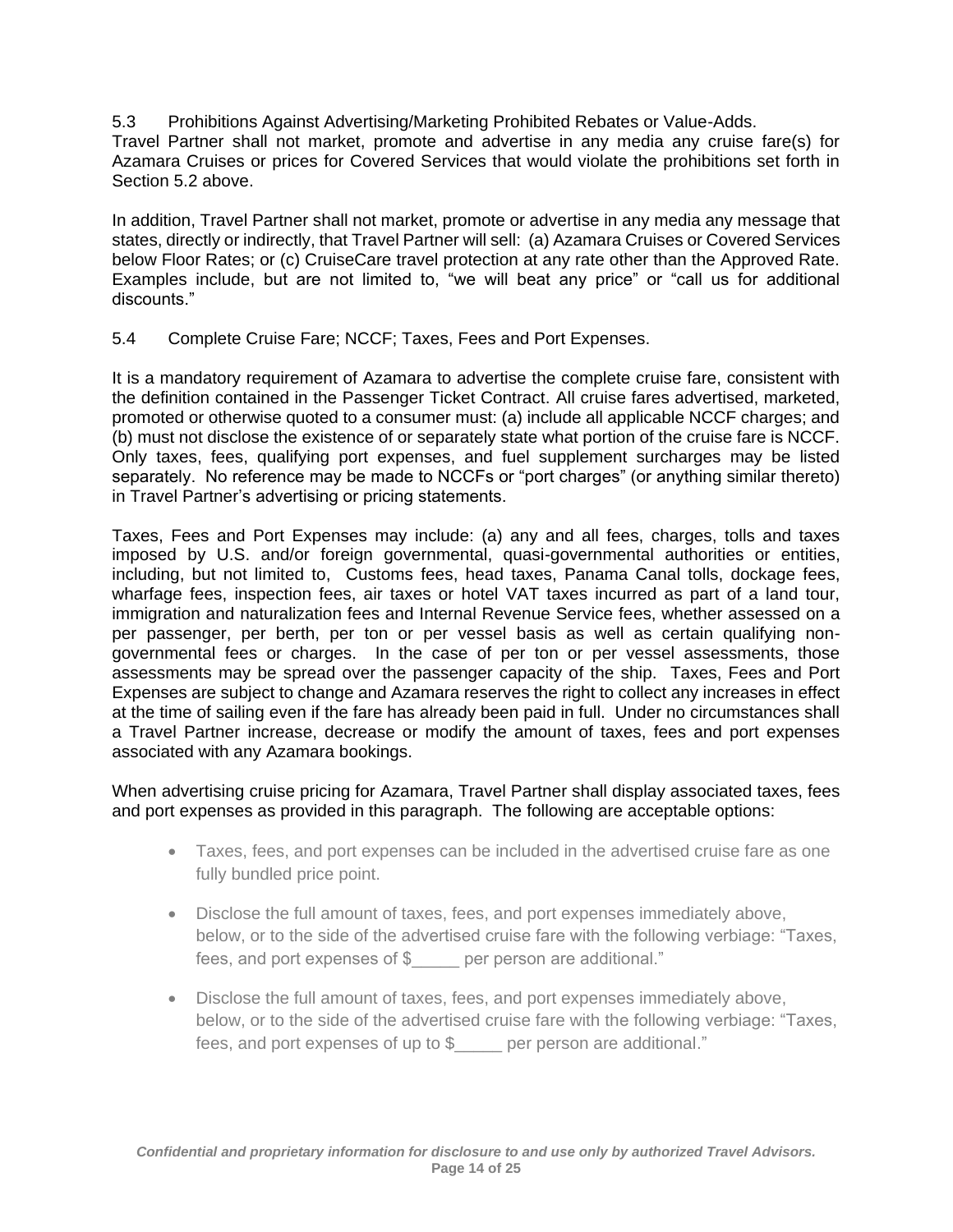5.3 Prohibitions Against Advertising/Marketing Prohibited Rebates or Value-Adds.

Travel Partner shall not market, promote and advertise in any media any cruise fare(s) for Azamara Cruises or prices for Covered Services that would violate the prohibitions set forth in Section 5.2 above.

In addition, Travel Partner shall not market, promote or advertise in any media any message that states, directly or indirectly, that Travel Partner will sell: (a) Azamara Cruises or Covered Services below Floor Rates; or (c) CruiseCare travel protection at any rate other than the Approved Rate. Examples include, but are not limited to, "we will beat any price" or "call us for additional discounts."

5.4 Complete Cruise Fare; NCCF; Taxes, Fees and Port Expenses.

It is a mandatory requirement of Azamara to advertise the complete cruise fare, consistent with the definition contained in the Passenger Ticket Contract. All cruise fares advertised, marketed, promoted or otherwise quoted to a consumer must: (a) include all applicable NCCF charges; and (b) must not disclose the existence of or separately state what portion of the cruise fare is NCCF. Only taxes, fees, qualifying port expenses, and fuel supplement surcharges may be listed separately. No reference may be made to NCCFs or "port charges" (or anything similar thereto) in Travel Partner's advertising or pricing statements.

Taxes, Fees and Port Expenses may include: (a) any and all fees, charges, tolls and taxes imposed by U.S. and/or foreign governmental, quasi-governmental authorities or entities, including, but not limited to, Customs fees, head taxes, Panama Canal tolls, dockage fees, wharfage fees, inspection fees, air taxes or hotel VAT taxes incurred as part of a land tour, immigration and naturalization fees and Internal Revenue Service fees, whether assessed on a per passenger, per berth, per ton or per vessel basis as well as certain qualifying non-governmental fees or charges. In the case of per ton or per vessel assessments, those assessments may be spread over the passenger capacity of the ship. Taxes, Fees and Port Expenses are subject to change and Azamara reserves the right to collect any increases in effect at the time of sailing even if the fare has already been paid in full. Under no circumstances shall a Travel Partner increase, decrease or modify the amount of taxes, fees and port expenses associated with any Azamara bookings.

When advertising cruise pricing for Azamara, Travel Partner shall display associated taxes, fees and port expenses as provided in this paragraph. The following are acceptable options:

- Taxes, fees, and port expenses can be included in the advertised cruise fare as one fully bundled price point.
- Disclose the full amount of taxes, fees, and port expenses immediately above, below, or to the side of the advertised cruise fare with the following verbiage: "Taxes, fees, and port expenses of $_____ per person are additional."
- Disclose the full amount of taxes, fees, and port expenses immediately above, below, or to the side of the advertised cruise fare with the following verbiage: "Taxes, fees, and port expenses of up to $_____ per person are additional."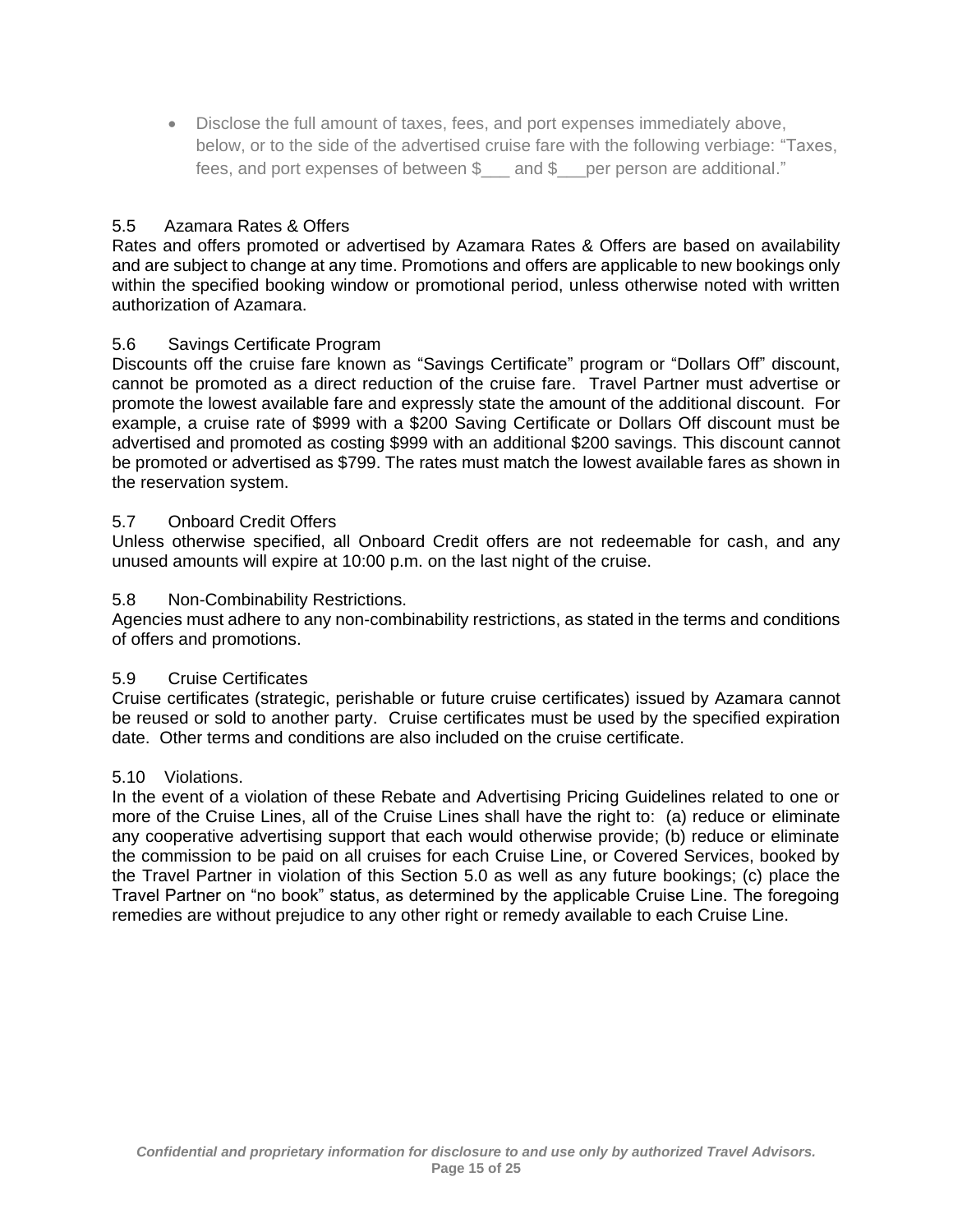- Disclose the full amount of taxes, fees, and port expenses immediately above, below, or to the side of the advertised cruise fare with the following verbiage: "Taxes, fees, and port expenses of between $___ and $___per person are additional."

5.5 Azamara Rates & Offers
Rates and offers promoted or advertised by Azamara Rates & Offers are based on availability and are subject to change at any time. Promotions and offers are applicable to new bookings only within the specified booking window or promotional period, unless otherwise noted with written authorization of Azamara.

5.6 Savings Certificate Program
Discounts off the cruise fare known as "Savings Certificate" program or "Dollars Off" discount, cannot be promoted as a direct reduction of the cruise fare. Travel Partner must advertise or promote the lowest available fare and expressly state the amount of the additional discount. For example, a cruise rate of $999 with a $200 Saving Certificate or Dollars Off discount must be advertised and promoted as costing $999 with an additional $200 savings. This discount cannot be promoted or advertised as $799. The rates must match the lowest available fares as shown in the reservation system.

5.7 Onboard Credit Offers
Unless otherwise specified, all Onboard Credit offers are not redeemable for cash, and any unused amounts will expire at 10:00 p.m. on the last night of the cruise.

5.8 Non-Combinability Restrictions.
Agencies must adhere to any non-combinability restrictions, as stated in the terms and conditions of offers and promotions.

5.9 Cruise Certificates
Cruise certificates (strategic, perishable or future cruise certificates) issued by Azamara cannot be reused or sold to another party. Cruise certificates must be used by the specified expiration date. Other terms and conditions are also included on the cruise certificate.

5.10 Violations.
In the event of a violation of these Rebate and Advertising Pricing Guidelines related to one or more of the Cruise Lines, all of the Cruise Lines shall have the right to: (a) reduce or eliminate any cooperative advertising support that each would otherwise provide; (b) reduce or eliminate the commission to be paid on all cruises for each Cruise Line, or Covered Services, booked by the Travel Partner in violation of this Section 5.0 as well as any future bookings; (c) place the Travel Partner on "no book" status, as determined by the applicable Cruise Line. The foregoing remedies are without prejudice to any other right or remedy available to each Cruise Line.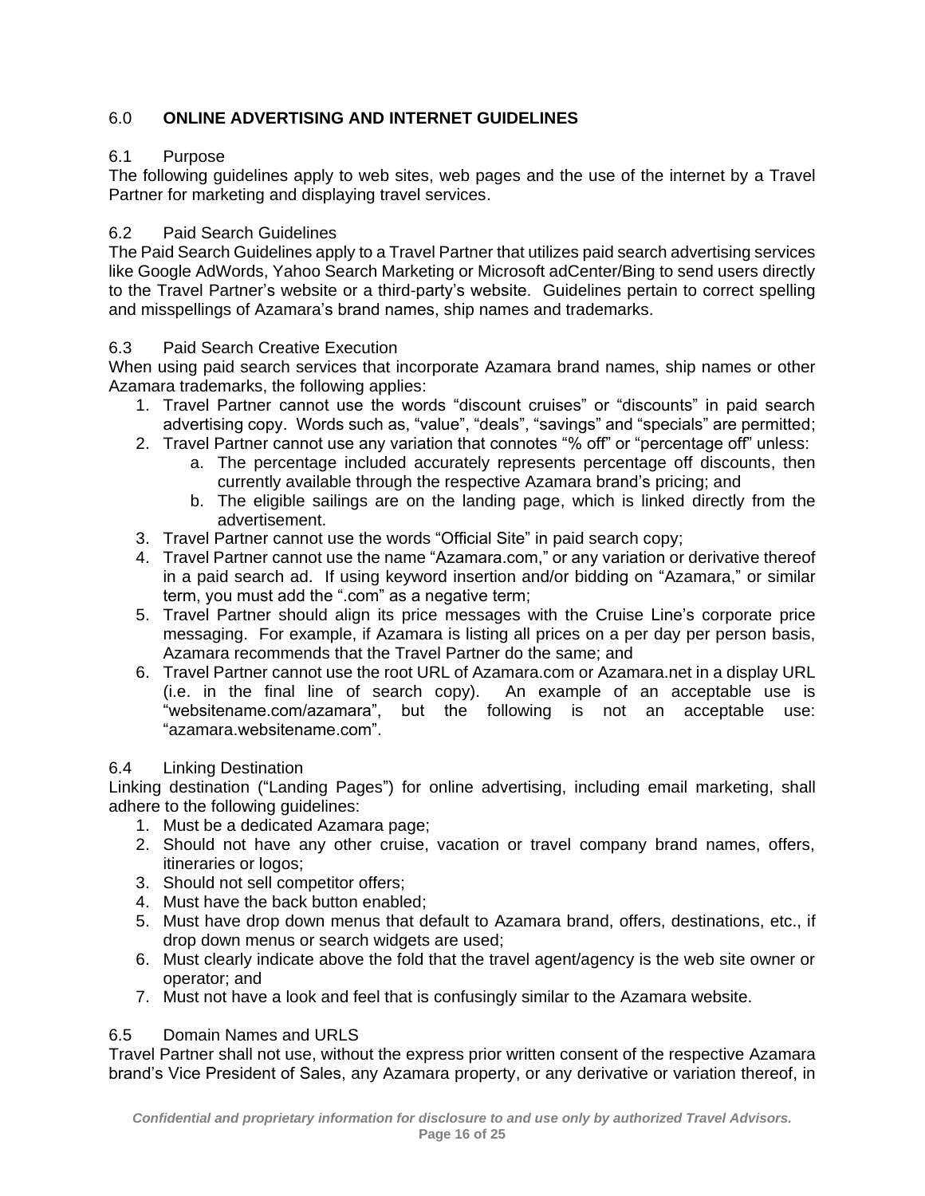## 6.0 **ONLINE ADVERTISING AND INTERNET GUIDELINES**

### 6.1 Purpose

The following guidelines apply to web sites, web pages and the use of the internet by a Travel Partner for marketing and displaying travel services.

### 6.2 Paid Search Guidelines

The Paid Search Guidelines apply to a Travel Partner that utilizes paid search advertising services like Google AdWords, Yahoo Search Marketing or Microsoft adCenter/Bing to send users directly to the Travel Partner's website or a third-party's website. Guidelines pertain to correct spelling and misspellings of Azamara's brand names, ship names and trademarks.

### 6.3 Paid Search Creative Execution

When using paid search services that incorporate Azamara brand names, ship names or other Azamara trademarks, the following applies:

1. Travel Partner cannot use the words "discount cruises" or "discounts" in paid search advertising copy. Words such as, "value", "deals", "savings" and "specials" are permitted;
2. Travel Partner cannot use any variation that connotes "% off" or "percentage off" unless:
   a. The percentage included accurately represents percentage off discounts, then currently available through the respective Azamara brand's pricing; and
   b. The eligible sailings are on the landing page, which is linked directly from the advertisement.
3. Travel Partner cannot use the words "Official Site" in paid search copy;
4. Travel Partner cannot use the name "Azamara.com," or any variation or derivative thereof in a paid search ad. If using keyword insertion and/or bidding on "Azamara," or similar term, you must add the ".com" as a negative term;
5. Travel Partner should align its price messages with the Cruise Line's corporate price messaging. For example, if Azamara is listing all prices on a per day per person basis, Azamara recommends that the Travel Partner do the same; and
6. Travel Partner cannot use the root URL of Azamara.com or Azamara.net in a display URL (i.e. in the final line of search copy). An example of an acceptable use is "websitename.com/azamara", but the following is not an acceptable use: "azamara.websitename.com".

### 6.4 Linking Destination

Linking destination ("Landing Pages") for online advertising, including email marketing, shall adhere to the following guidelines:

1. Must be a dedicated Azamara page;
2. Should not have any other cruise, vacation or travel company brand names, offers, itineraries or logos;
3. Should not sell competitor offers;
4. Must have the back button enabled;
5. Must have drop down menus that default to Azamara brand, offers, destinations, etc., if drop down menus or search widgets are used;
6. Must clearly indicate above the fold that the travel agent/agency is the web site owner or operator; and
7. Must not have a look and feel that is confusingly similar to the Azamara website.

### 6.5 Domain Names and URLS

Travel Partner shall not use, without the express prior written consent of the respective Azamara brand's Vice President of Sales, any Azamara property, or any derivative or variation thereof, in

*Confidential and proprietary information for disclosure to and use only by authorized Travel Advisors.*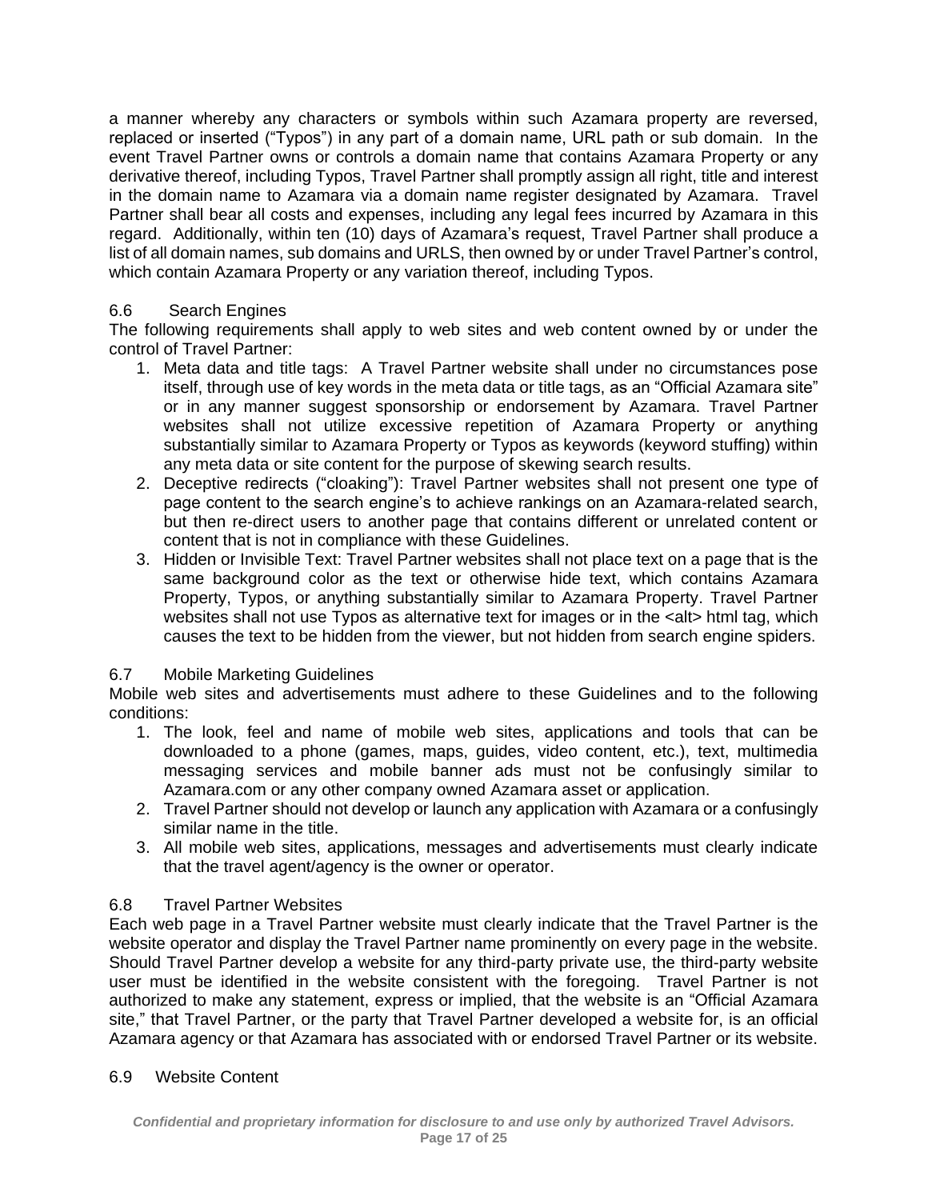a manner whereby any characters or symbols within such Azamara property are reversed, replaced or inserted ("Typos") in any part of a domain name, URL path or sub domain. In the event Travel Partner owns or controls a domain name that contains Azamara Property or any derivative thereof, including Typos, Travel Partner shall promptly assign all right, title and interest in the domain name to Azamara via a domain name register designated by Azamara. Travel Partner shall bear all costs and expenses, including any legal fees incurred by Azamara in this regard. Additionally, within ten (10) days of Azamara's request, Travel Partner shall produce a list of all domain names, sub domains and URLS, then owned by or under Travel Partner's control, which contain Azamara Property or any variation thereof, including Typos.

### 6.6 Search Engines

The following requirements shall apply to web sites and web content owned by or under the control of Travel Partner:

1. Meta data and title tags: A Travel Partner website shall under no circumstances pose itself, through use of key words in the meta data or title tags, as an "Official Azamara site" or in any manner suggest sponsorship or endorsement by Azamara. Travel Partner websites shall not utilize excessive repetition of Azamara Property or anything substantially similar to Azamara Property or Typos as keywords (keyword stuffing) within any meta data or site content for the purpose of skewing search results.
2. Deceptive redirects ("cloaking"): Travel Partner websites shall not present one type of page content to the search engine's to achieve rankings on an Azamara-related search, but then re-direct users to another page that contains different or unrelated content or content that is not in compliance with these Guidelines.
3. Hidden or Invisible Text: Travel Partner websites shall not place text on a page that is the same background color as the text or otherwise hide text, which contains Azamara Property, Typos, or anything substantially similar to Azamara Property. Travel Partner websites shall not use Typos as alternative text for images or in the <alt> html tag, which causes the text to be hidden from the viewer, but not hidden from search engine spiders.

### 6.7 Mobile Marketing Guidelines

Mobile web sites and advertisements must adhere to these Guidelines and to the following conditions:

1. The look, feel and name of mobile web sites, applications and tools that can be downloaded to a phone (games, maps, guides, video content, etc.), text, multimedia messaging services and mobile banner ads must not be confusingly similar to Azamara.com or any other company owned Azamara asset or application.
2. Travel Partner should not develop or launch any application with Azamara or a confusingly similar name in the title.
3. All mobile web sites, applications, messages and advertisements must clearly indicate that the travel agent/agency is the owner or operator.

### 6.8 Travel Partner Websites

Each web page in a Travel Partner website must clearly indicate that the Travel Partner is the website operator and display the Travel Partner name prominently on every page in the website. Should Travel Partner develop a website for any third-party private use, the third-party website user must be identified in the website consistent with the foregoing. Travel Partner is not authorized to make any statement, express or implied, that the website is an "Official Azamara site," that Travel Partner, or the party that Travel Partner developed a website for, is an official Azamara agency or that Azamara has associated with or endorsed Travel Partner or its website.

### 6.9 Website Content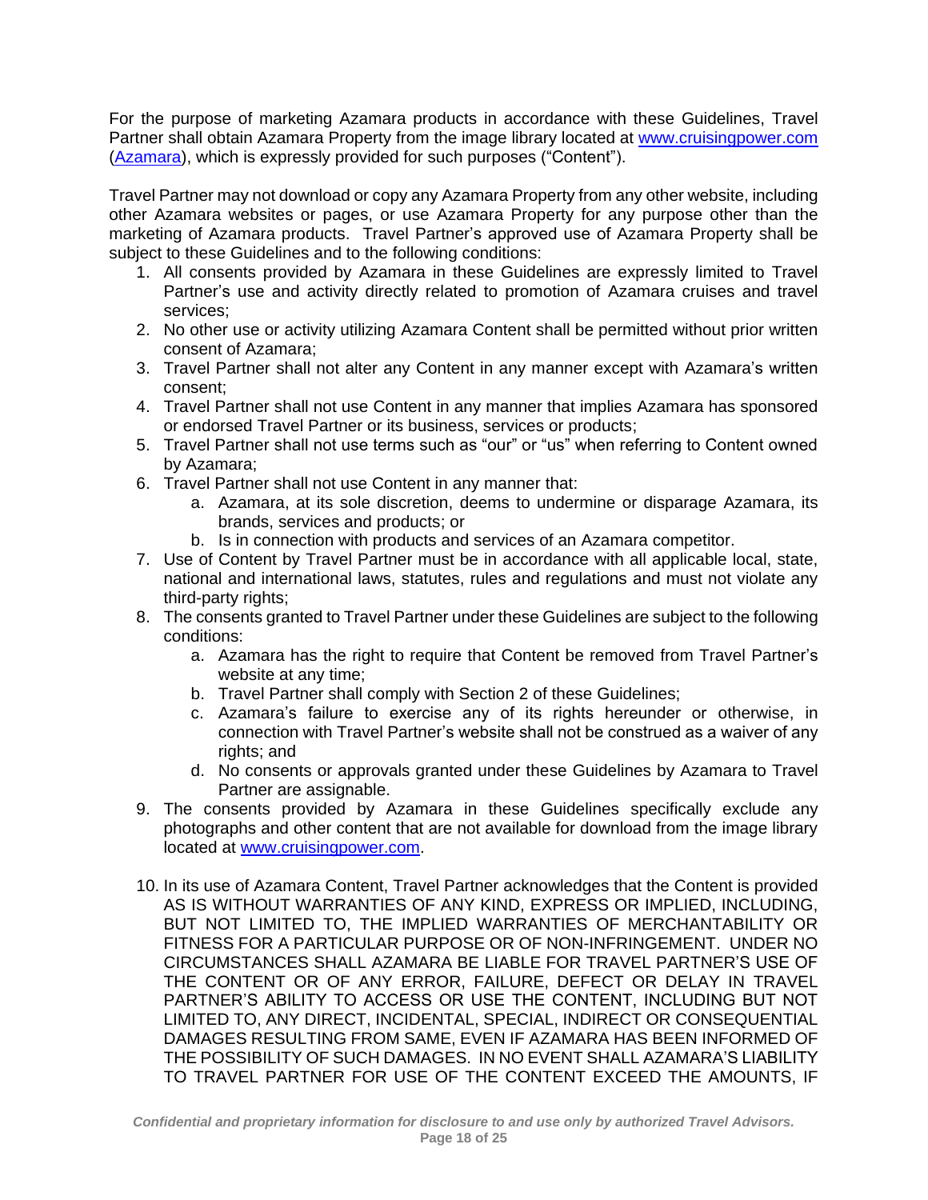For the purpose of marketing Azamara products in accordance with these Guidelines, Travel Partner shall obtain Azamara Property from the image library located at [www.cruisingpower.com](www.cruisingpower.com) ([Azamara](Azamara)), which is expressly provided for such purposes ("Content").

Travel Partner may not download or copy any Azamara Property from any other website, including other Azamara websites or pages, or use Azamara Property for any purpose other than the marketing of Azamara products. Travel Partner's approved use of Azamara Property shall be subject to these Guidelines and to the following conditions:

1. All consents provided by Azamara in these Guidelines are expressly limited to Travel Partner's use and activity directly related to promotion of Azamara cruises and travel services;
2. No other use or activity utilizing Azamara Content shall be permitted without prior written consent of Azamara;
3. Travel Partner shall not alter any Content in any manner except with Azamara's written consent;
4. Travel Partner shall not use Content in any manner that implies Azamara has sponsored or endorsed Travel Partner or its business, services or products;
5. Travel Partner shall not use terms such as "our" or "us" when referring to Content owned by Azamara;
6. Travel Partner shall not use Content in any manner that:
    a. Azamara, at its sole discretion, deems to undermine or disparage Azamara, its brands, services and products; or
    b. Is in connection with products and services of an Azamara competitor.
7. Use of Content by Travel Partner must be in accordance with all applicable local, state, national and international laws, statutes, rules and regulations and must not violate any third-party rights;
8. The consents granted to Travel Partner under these Guidelines are subject to the following conditions:
    a. Azamara has the right to require that Content be removed from Travel Partner's website at any time;
    b. Travel Partner shall comply with Section 2 of these Guidelines;
    c. Azamara's failure to exercise any of its rights hereunder or otherwise, in connection with Travel Partner's website shall not be construed as a waiver of any rights; and
    d. No consents or approvals granted under these Guidelines by Azamara to Travel Partner are assignable.
9. The consents provided by Azamara in these Guidelines specifically exclude any photographs and other content that are not available for download from the image library located at [www.cruisingpower.com](www.cruisingpower.com).

10. In its use of Azamara Content, Travel Partner acknowledges that the Content is provided AS IS WITHOUT WARRANTIES OF ANY KIND, EXPRESS OR IMPLIED, INCLUDING, BUT NOT LIMITED TO, THE IMPLIED WARRANTIES OF MERCHANTABILITY OR FITNESS FOR A PARTICULAR PURPOSE OR OF NON-INFRINGEMENT. UNDER NO CIRCUMSTANCES SHALL AZAMARA BE LIABLE FOR TRAVEL PARTNER'S USE OF THE CONTENT OR OF ANY ERROR, FAILURE, DEFECT OR DELAY IN TRAVEL PARTNER'S ABILITY TO ACCESS OR USE THE CONTENT, INCLUDING BUT NOT LIMITED TO, ANY DIRECT, INCIDENTAL, SPECIAL, INDIRECT OR CONSEQUENTIAL DAMAGES RESULTING FROM SAME, EVEN IF AZAMARA HAS BEEN INFORMED OF THE POSSIBILITY OF SUCH DAMAGES. IN NO EVENT SHALL AZAMARA'S LIABILITY TO TRAVEL PARTNER FOR USE OF THE CONTENT EXCEED THE AMOUNTS, IF

*Confidential and proprietary information for disclosure to and use only by authorized Travel Advisors.*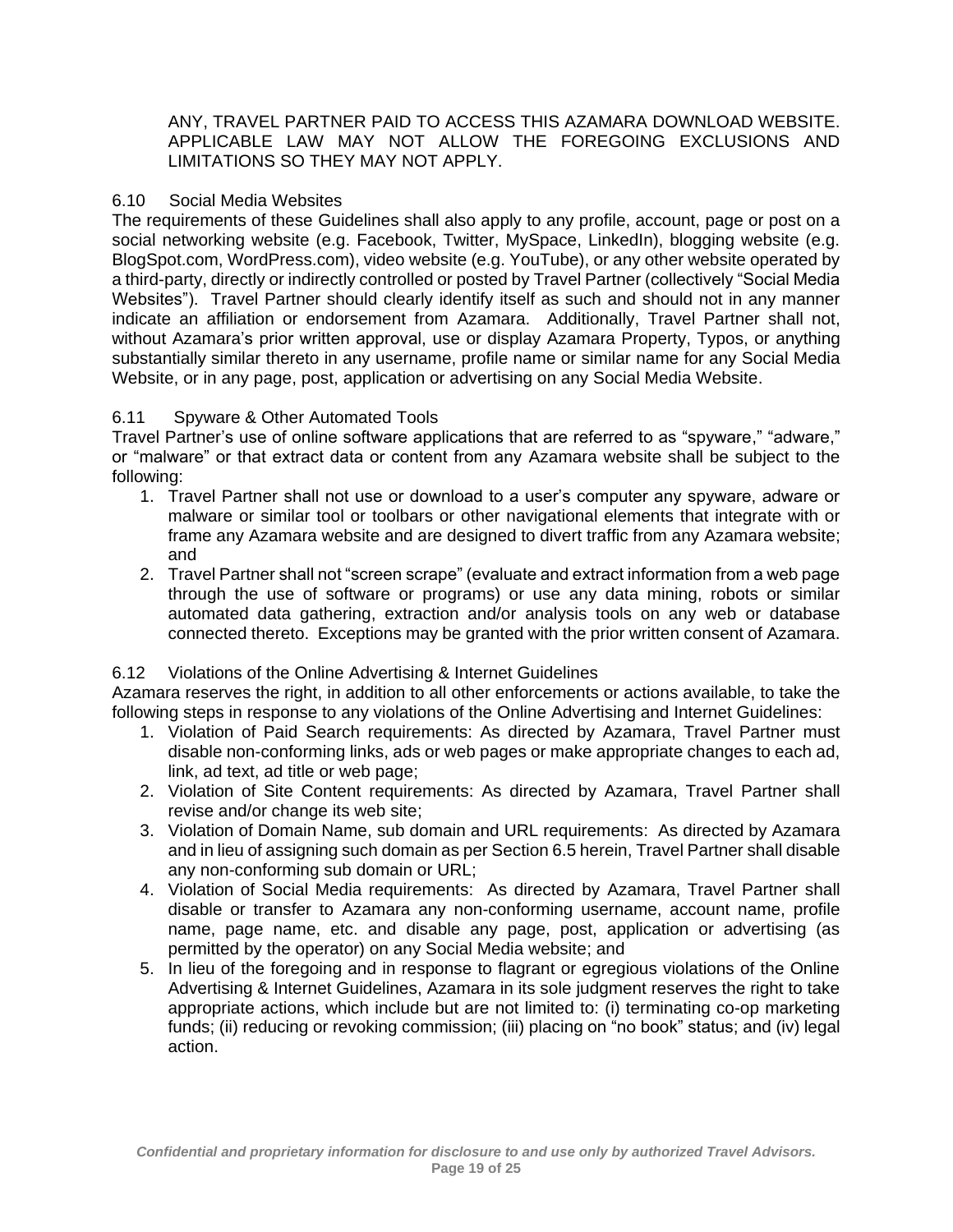ANY, TRAVEL PARTNER PAID TO ACCESS THIS AZAMARA DOWNLOAD WEBSITE. APPLICABLE LAW MAY NOT ALLOW THE FOREGOING EXCLUSIONS AND LIMITATIONS SO THEY MAY NOT APPLY.

6.10 Social Media Websites

The requirements of these Guidelines shall also apply to any profile, account, page or post on a social networking website (e.g. Facebook, Twitter, MySpace, LinkedIn), blogging website (e.g. BlogSpot.com, WordPress.com), video website (e.g. YouTube), or any other website operated by a third-party, directly or indirectly controlled or posted by Travel Partner (collectively "Social Media Websites"). Travel Partner should clearly identify itself as such and should not in any manner indicate an affiliation or endorsement from Azamara. Additionally, Travel Partner shall not, without Azamara's prior written approval, use or display Azamara Property, Typos, or anything substantially similar thereto in any username, profile name or similar name for any Social Media Website, or in any page, post, application or advertising on any Social Media Website.

6.11 Spyware & Other Automated Tools

Travel Partner's use of online software applications that are referred to as "spyware," "adware," or "malware" or that extract data or content from any Azamara website shall be subject to the following:

1. Travel Partner shall not use or download to a user's computer any spyware, adware or malware or similar tool or toolbars or other navigational elements that integrate with or frame any Azamara website and are designed to divert traffic from any Azamara website; and
2. Travel Partner shall not "screen scrape" (evaluate and extract information from a web page through the use of software or programs) or use any data mining, robots or similar automated data gathering, extraction and/or analysis tools on any web or database connected thereto. Exceptions may be granted with the prior written consent of Azamara.

6.12 Violations of the Online Advertising & Internet Guidelines

Azamara reserves the right, in addition to all other enforcements or actions available, to take the following steps in response to any violations of the Online Advertising and Internet Guidelines:

1. Violation of Paid Search requirements: As directed by Azamara, Travel Partner must disable non-conforming links, ads or web pages or make appropriate changes to each ad, link, ad text, ad title or web page;
2. Violation of Site Content requirements: As directed by Azamara, Travel Partner shall revise and/or change its web site;
3. Violation of Domain Name, sub domain and URL requirements: As directed by Azamara and in lieu of assigning such domain as per Section 6.5 herein, Travel Partner shall disable any non-conforming sub domain or URL;
4. Violation of Social Media requirements: As directed by Azamara, Travel Partner shall disable or transfer to Azamara any non-conforming username, account name, profile name, page name, etc. and disable any page, post, application or advertising (as permitted by the operator) on any Social Media website; and
5. In lieu of the foregoing and in response to flagrant or egregious violations of the Online Advertising & Internet Guidelines, Azamara in its sole judgment reserves the right to take appropriate actions, which include but are not limited to: (i) terminating co-op marketing funds; (ii) reducing or revoking commission; (iii) placing on "no book" status; and (iv) legal action.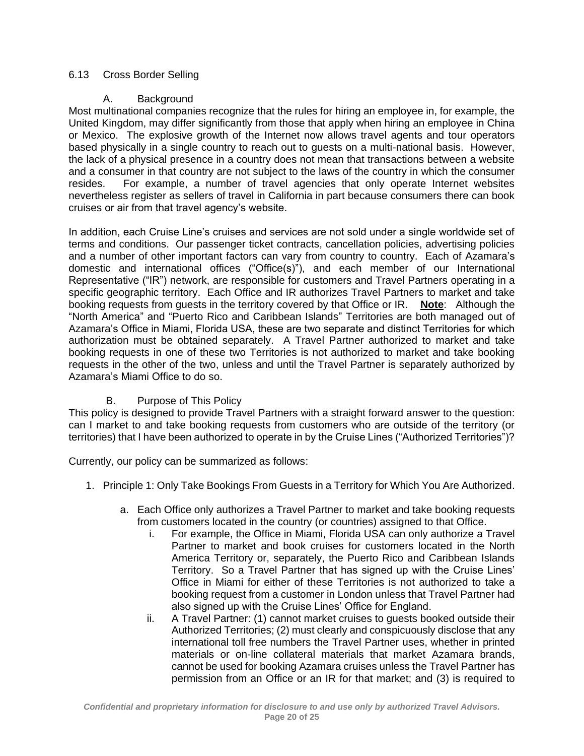### 6.13 Cross Border Selling

#### A. Background

Most multinational companies recognize that the rules for hiring an employee in, for example, the United Kingdom, may differ significantly from those that apply when hiring an employee in China or Mexico. The explosive growth of the Internet now allows travel agents and tour operators based physically in a single country to reach out to guests on a multi-national basis. However, the lack of a physical presence in a country does not mean that transactions between a website and a consumer in that country are not subject to the laws of the country in which the consumer resides. For example, a number of travel agencies that only operate Internet websites nevertheless register as sellers of travel in California in part because consumers there can book cruises or air from that travel agency's website.

In addition, each Cruise Line's cruises and services are not sold under a single worldwide set of terms and conditions. Our passenger ticket contracts, cancellation policies, advertising policies and a number of other important factors can vary from country to country. Each of Azamara's domestic and international offices ("Office(s)"), and each member of our International Representative ("IR") network, are responsible for customers and Travel Partners operating in a specific geographic territory. Each Office and IR authorizes Travel Partners to market and take booking requests from guests in the territory covered by that Office or IR. **Note**: Although the "North America" and "Puerto Rico and Caribbean Islands" Territories are both managed out of Azamara's Office in Miami, Florida USA, these are two separate and distinct Territories for which authorization must be obtained separately. A Travel Partner authorized to market and take booking requests in one of these two Territories is not authorized to market and take booking requests in the other of the two, unless and until the Travel Partner is separately authorized by Azamara's Miami Office to do so.

#### B. Purpose of This Policy

This policy is designed to provide Travel Partners with a straight forward answer to the question: can I market to and take booking requests from customers who are outside of the territory (or territories) that I have been authorized to operate in by the Cruise Lines ("Authorized Territories")?

Currently, our policy can be summarized as follows:

1. Principle 1: Only Take Bookings From Guests in a Territory for Which You Are Authorized.
   a. Each Office only authorizes a Travel Partner to market and take booking requests from customers located in the country (or countries) assigned to that Office.
      i. For example, the Office in Miami, Florida USA can only authorize a Travel Partner to market and book cruises for customers located in the North America Territory or, separately, the Puerto Rico and Caribbean Islands Territory. So a Travel Partner that has signed up with the Cruise Lines' Office in Miami for either of these Territories is not authorized to take a booking request from a customer in London unless that Travel Partner had also signed up with the Cruise Lines' Office for England.
      ii. A Travel Partner: (1) cannot market cruises to guests booked outside their Authorized Territories; (2) must clearly and conspicuously disclose that any international toll free numbers the Travel Partner uses, whether in printed materials or on-line collateral materials that market Azamara brands, cannot be used for booking Azamara cruises unless the Travel Partner has permission from an Office or an IR for that market; and (3) is required to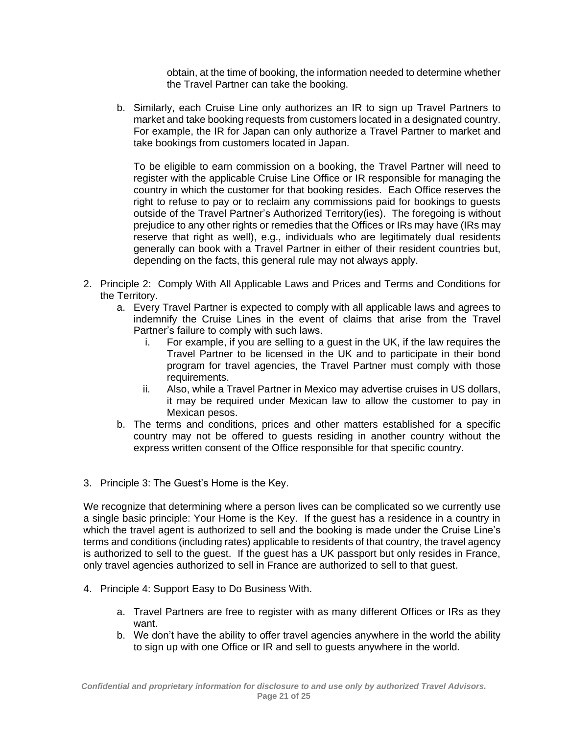obtain, at the time of booking, the information needed to determine whether the Travel Partner can take the booking.

b. Similarly, each Cruise Line only authorizes an IR to sign up Travel Partners to market and take booking requests from customers located in a designated country. For example, the IR for Japan can only authorize a Travel Partner to market and take bookings from customers located in Japan.

   To be eligible to earn commission on a booking, the Travel Partner will need to register with the applicable Cruise Line Office or IR responsible for managing the country in which the customer for that booking resides. Each Office reserves the right to refuse to pay or to reclaim any commissions paid for bookings to guests outside of the Travel Partner's Authorized Territory(ies). The foregoing is without prejudice to any other rights or remedies that the Offices or IRs may have (IRs may reserve that right as well), e.g., individuals who are legitimately dual residents generally can book with a Travel Partner in either of their resident countries but, depending on the facts, this general rule may not always apply.

2. Principle 2: Comply With All Applicable Laws and Prices and Terms and Conditions for the Territory.
   a. Every Travel Partner is expected to comply with all applicable laws and agrees to indemnify the Cruise Lines in the event of claims that arise from the Travel Partner's failure to comply with such laws.
      i. For example, if you are selling to a guest in the UK, if the law requires the Travel Partner to be licensed in the UK and to participate in their bond program for travel agencies, the Travel Partner must comply with those requirements.
      ii. Also, while a Travel Partner in Mexico may advertise cruises in US dollars, it may be required under Mexican law to allow the customer to pay in Mexican pesos.
   b. The terms and conditions, prices and other matters established for a specific country may not be offered to guests residing in another country without the express written consent of the Office responsible for that specific country.

3. Principle 3: The Guest's Home is the Key.

We recognize that determining where a person lives can be complicated so we currently use a single basic principle: Your Home is the Key. If the guest has a residence in a country in which the travel agent is authorized to sell and the booking is made under the Cruise Line's terms and conditions (including rates) applicable to residents of that country, the travel agency is authorized to sell to the guest. If the guest has a UK passport but only resides in France, only travel agencies authorized to sell in France are authorized to sell to that guest.

4. Principle 4: Support Easy to Do Business With.

   a. Travel Partners are free to register with as many different Offices or IRs as they want.
   b. We don't have the ability to offer travel agencies anywhere in the world the ability to sign up with one Office or IR and sell to guests anywhere in the world.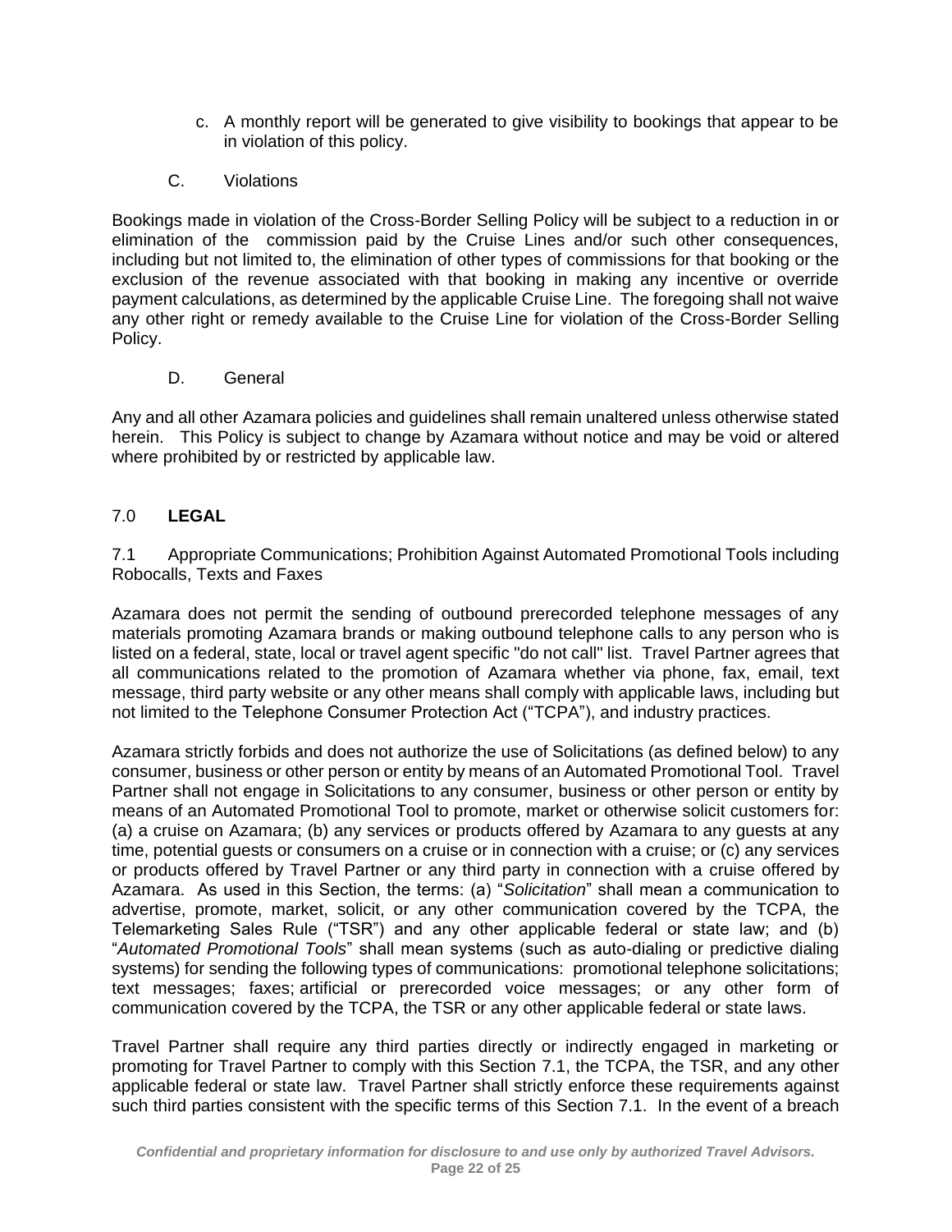c. A monthly report will be generated to give visibility to bookings that appear to be in violation of this policy.

C. Violations

Bookings made in violation of the Cross-Border Selling Policy will be subject to a reduction in or elimination of the commission paid by the Cruise Lines and/or such other consequences, including but not limited to, the elimination of other types of commissions for that booking or the exclusion of the revenue associated with that booking in making any incentive or override payment calculations, as determined by the applicable Cruise Line. The foregoing shall not waive any other right or remedy available to the Cruise Line for violation of the Cross-Border Selling Policy.

D. General

Any and all other Azamara policies and guidelines shall remain unaltered unless otherwise stated herein. This Policy is subject to change by Azamara without notice and may be void or altered where prohibited by or restricted by applicable law.

## 7.0 **LEGAL**

7.1 Appropriate Communications; Prohibition Against Automated Promotional Tools including Robocalls, Texts and Faxes

Azamara does not permit the sending of outbound prerecorded telephone messages of any materials promoting Azamara brands or making outbound telephone calls to any person who is listed on a federal, state, local or travel agent specific "do not call" list. Travel Partner agrees that all communications related to the promotion of Azamara whether via phone, fax, email, text message, third party website or any other means shall comply with applicable laws, including but not limited to the Telephone Consumer Protection Act ("TCPA"), and industry practices.

Azamara strictly forbids and does not authorize the use of Solicitations (as defined below) to any consumer, business or other person or entity by means of an Automated Promotional Tool. Travel Partner shall not engage in Solicitations to any consumer, business or other person or entity by means of an Automated Promotional Tool to promote, market or otherwise solicit customers for: (a) a cruise on Azamara; (b) any services or products offered by Azamara to any guests at any time, potential guests or consumers on a cruise or in connection with a cruise; or (c) any services or products offered by Travel Partner or any third party in connection with a cruise offered by Azamara. As used in this Section, the terms: (a) "*Solicitation*" shall mean a communication to advertise, promote, market, solicit, or any other communication covered by the TCPA, the Telemarketing Sales Rule ("TSR") and any other applicable federal or state law; and (b) "*Automated Promotional Tools*" shall mean systems (such as auto-dialing or predictive dialing systems) for sending the following types of communications: promotional telephone solicitations; text messages; faxes; artificial or prerecorded voice messages; or any other form of communication covered by the TCPA, the TSR or any other applicable federal or state laws.

Travel Partner shall require any third parties directly or indirectly engaged in marketing or promoting for Travel Partner to comply with this Section 7.1, the TCPA, the TSR, and any other applicable federal or state law. Travel Partner shall strictly enforce these requirements against such third parties consistent with the specific terms of this Section 7.1. In the event of a breach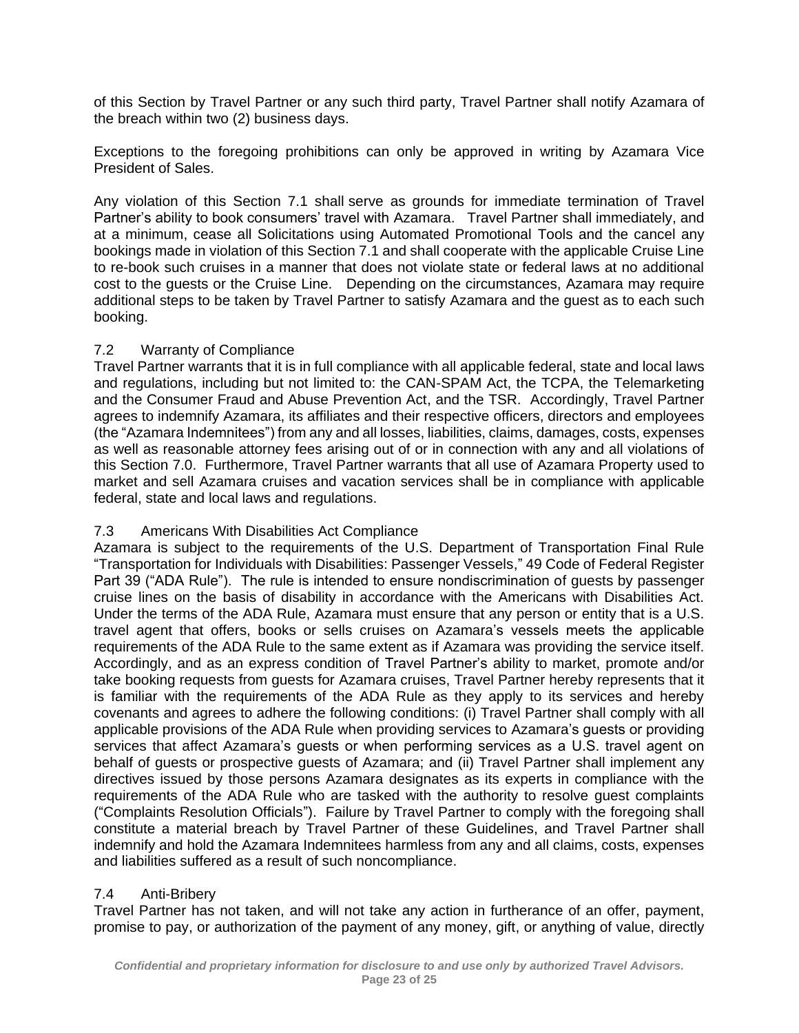of this Section by Travel Partner or any such third party, Travel Partner shall notify Azamara of the breach within two (2) business days.

Exceptions to the foregoing prohibitions can only be approved in writing by Azamara Vice President of Sales.

Any violation of this Section 7.1 shall serve as grounds for immediate termination of Travel Partner's ability to book consumers' travel with Azamara. Travel Partner shall immediately, and at a minimum, cease all Solicitations using Automated Promotional Tools and the cancel any bookings made in violation of this Section 7.1 and shall cooperate with the applicable Cruise Line to re-book such cruises in a manner that does not violate state or federal laws at no additional cost to the guests or the Cruise Line. Depending on the circumstances, Azamara may require additional steps to be taken by Travel Partner to satisfy Azamara and the guest as to each such booking.

### 7.2 Warranty of Compliance

Travel Partner warrants that it is in full compliance with all applicable federal, state and local laws and regulations, including but not limited to: the CAN-SPAM Act, the TCPA, the Telemarketing and the Consumer Fraud and Abuse Prevention Act, and the TSR. Accordingly, Travel Partner agrees to indemnify Azamara, its affiliates and their respective officers, directors and employees (the "Azamara Indemnitees") from any and all losses, liabilities, claims, damages, costs, expenses as well as reasonable attorney fees arising out of or in connection with any and all violations of this Section 7.0. Furthermore, Travel Partner warrants that all use of Azamara Property used to market and sell Azamara cruises and vacation services shall be in compliance with applicable federal, state and local laws and regulations.

### 7.3 Americans With Disabilities Act Compliance

Azamara is subject to the requirements of the U.S. Department of Transportation Final Rule "Transportation for Individuals with Disabilities: Passenger Vessels," 49 Code of Federal Register Part 39 ("ADA Rule"). The rule is intended to ensure nondiscrimination of guests by passenger cruise lines on the basis of disability in accordance with the Americans with Disabilities Act. Under the terms of the ADA Rule, Azamara must ensure that any person or entity that is a U.S. travel agent that offers, books or sells cruises on Azamara's vessels meets the applicable requirements of the ADA Rule to the same extent as if Azamara was providing the service itself. Accordingly, and as an express condition of Travel Partner's ability to market, promote and/or take booking requests from guests for Azamara cruises, Travel Partner hereby represents that it is familiar with the requirements of the ADA Rule as they apply to its services and hereby covenants and agrees to adhere the following conditions: (i) Travel Partner shall comply with all applicable provisions of the ADA Rule when providing services to Azamara's guests or providing services that affect Azamara's guests or when performing services as a U.S. travel agent on behalf of guests or prospective guests of Azamara; and (ii) Travel Partner shall implement any directives issued by those persons Azamara designates as its experts in compliance with the requirements of the ADA Rule who are tasked with the authority to resolve guest complaints ("Complaints Resolution Officials"). Failure by Travel Partner to comply with the foregoing shall constitute a material breach by Travel Partner of these Guidelines, and Travel Partner shall indemnify and hold the Azamara Indemnitees harmless from any and all claims, costs, expenses and liabilities suffered as a result of such noncompliance.

### 7.4 Anti-Bribery

Travel Partner has not taken, and will not take any action in furtherance of an offer, payment, promise to pay, or authorization of the payment of any money, gift, or anything of value, directly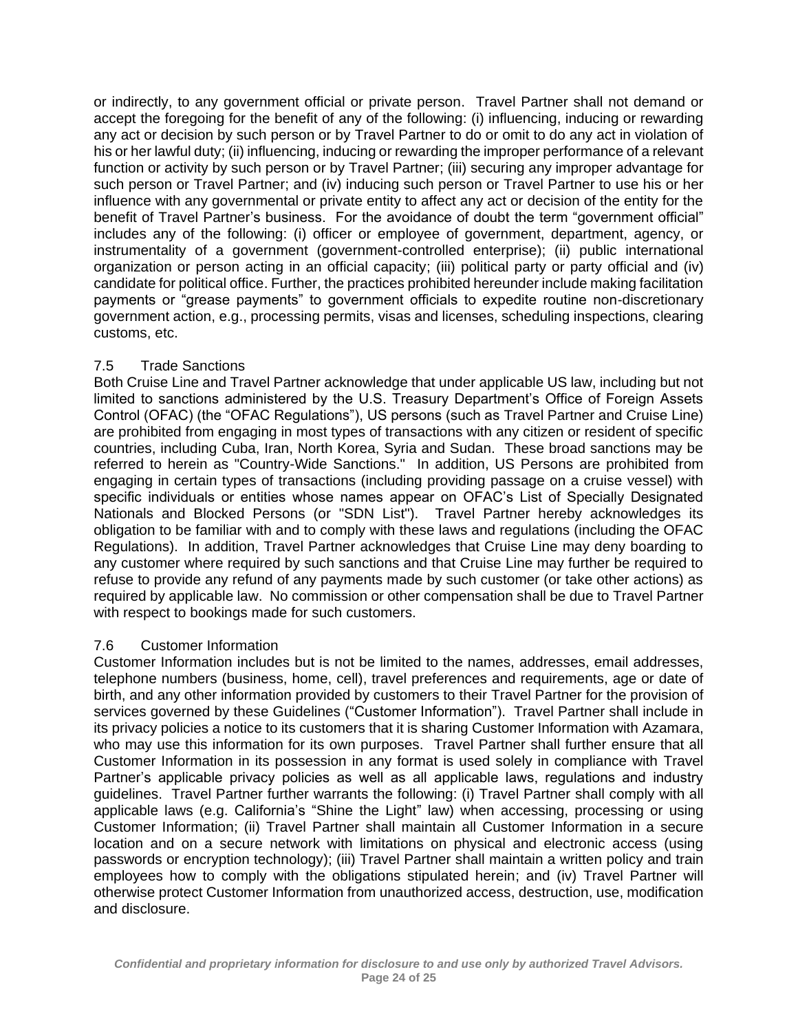or indirectly, to any government official or private person. Travel Partner shall not demand or accept the foregoing for the benefit of any of the following: (i) influencing, inducing or rewarding any act or decision by such person or by Travel Partner to do or omit to do any act in violation of his or her lawful duty; (ii) influencing, inducing or rewarding the improper performance of a relevant function or activity by such person or by Travel Partner; (iii) securing any improper advantage for such person or Travel Partner; and (iv) inducing such person or Travel Partner to use his or her influence with any governmental or private entity to affect any act or decision of the entity for the benefit of Travel Partner's business. For the avoidance of doubt the term "government official" includes any of the following: (i) officer or employee of government, department, agency, or instrumentality of a government (government-controlled enterprise); (ii) public international organization or person acting in an official capacity; (iii) political party or party official and (iv) candidate for political office. Further, the practices prohibited hereunder include making facilitation payments or "grease payments" to government officials to expedite routine non-discretionary government action, e.g., processing permits, visas and licenses, scheduling inspections, clearing customs, etc.

### 7.5 Trade Sanctions

Both Cruise Line and Travel Partner acknowledge that under applicable US law, including but not limited to sanctions administered by the U.S. Treasury Department's Office of Foreign Assets Control (OFAC) (the "OFAC Regulations"), US persons (such as Travel Partner and Cruise Line) are prohibited from engaging in most types of transactions with any citizen or resident of specific countries, including Cuba, Iran, North Korea, Syria and Sudan. These broad sanctions may be referred to herein as "Country-Wide Sanctions." In addition, US Persons are prohibited from engaging in certain types of transactions (including providing passage on a cruise vessel) with specific individuals or entities whose names appear on OFAC's List of Specially Designated Nationals and Blocked Persons (or "SDN List"). Travel Partner hereby acknowledges its obligation to be familiar with and to comply with these laws and regulations (including the OFAC Regulations). In addition, Travel Partner acknowledges that Cruise Line may deny boarding to any customer where required by such sanctions and that Cruise Line may further be required to refuse to provide any refund of any payments made by such customer (or take other actions) as required by applicable law. No commission or other compensation shall be due to Travel Partner with respect to bookings made for such customers.

### 7.6 Customer Information

Customer Information includes but is not be limited to the names, addresses, email addresses, telephone numbers (business, home, cell), travel preferences and requirements, age or date of birth, and any other information provided by customers to their Travel Partner for the provision of services governed by these Guidelines ("Customer Information"). Travel Partner shall include in its privacy policies a notice to its customers that it is sharing Customer Information with Azamara, who may use this information for its own purposes. Travel Partner shall further ensure that all Customer Information in its possession in any format is used solely in compliance with Travel Partner's applicable privacy policies as well as all applicable laws, regulations and industry guidelines. Travel Partner further warrants the following: (i) Travel Partner shall comply with all applicable laws (e.g. California's "Shine the Light" law) when accessing, processing or using Customer Information; (ii) Travel Partner shall maintain all Customer Information in a secure location and on a secure network with limitations on physical and electronic access (using passwords or encryption technology); (iii) Travel Partner shall maintain a written policy and train employees how to comply with the obligations stipulated herein; and (iv) Travel Partner will otherwise protect Customer Information from unauthorized access, destruction, use, modification and disclosure.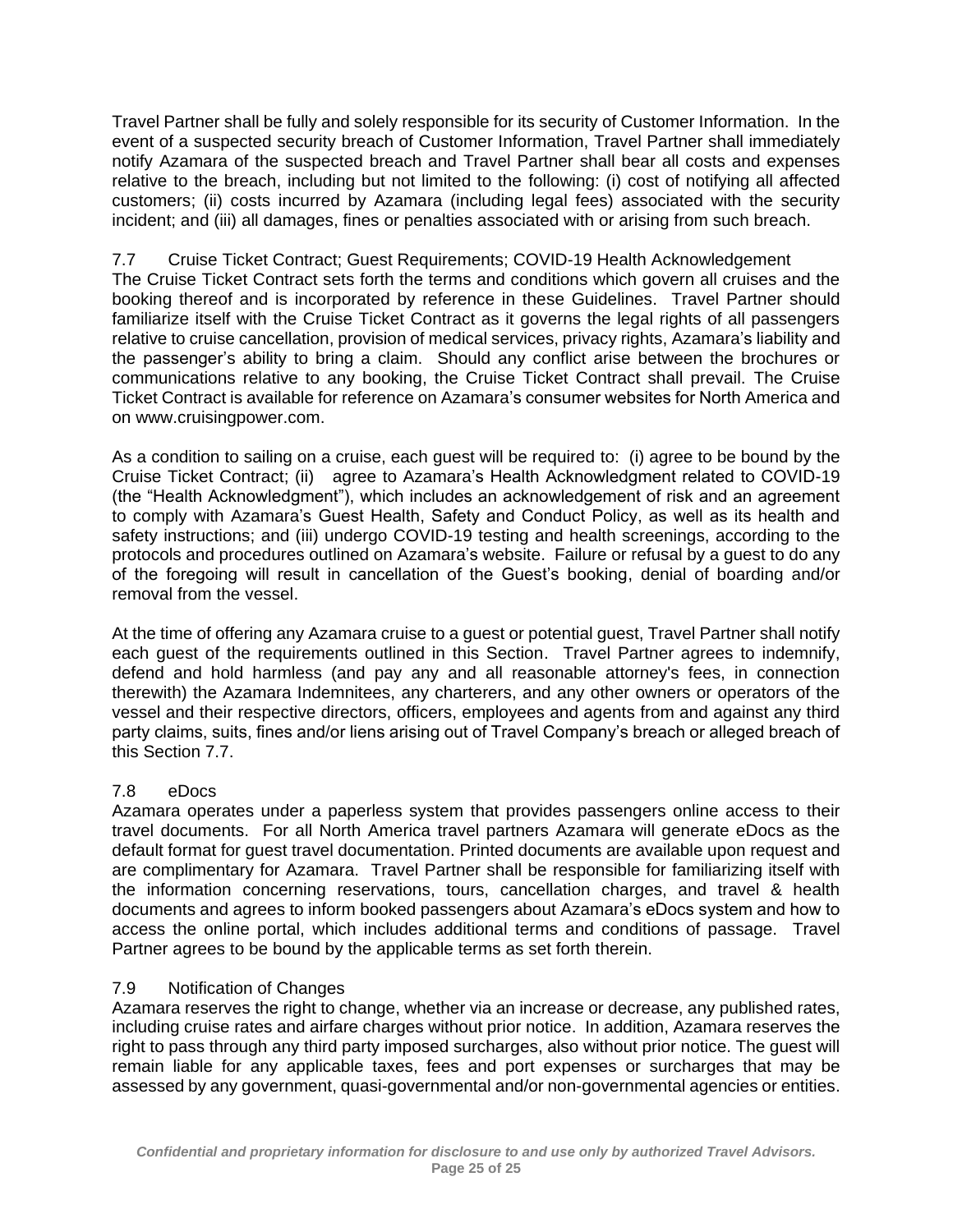Travel Partner shall be fully and solely responsible for its security of Customer Information. In the event of a suspected security breach of Customer Information, Travel Partner shall immediately notify Azamara of the suspected breach and Travel Partner shall bear all costs and expenses relative to the breach, including but not limited to the following: (i) cost of notifying all affected customers; (ii) costs incurred by Azamara (including legal fees) associated with the security incident; and (iii) all damages, fines or penalties associated with or arising from such breach.

### 7.7 Cruise Ticket Contract; Guest Requirements; COVID-19 Health Acknowledgement

The Cruise Ticket Contract sets forth the terms and conditions which govern all cruises and the booking thereof and is incorporated by reference in these Guidelines. Travel Partner should familiarize itself with the Cruise Ticket Contract as it governs the legal rights of all passengers relative to cruise cancellation, provision of medical services, privacy rights, Azamara's liability and the passenger's ability to bring a claim. Should any conflict arise between the brochures or communications relative to any booking, the Cruise Ticket Contract shall prevail. The Cruise Ticket Contract is available for reference on Azamara's consumer websites for North America and on www.cruisingpower.com.

As a condition to sailing on a cruise, each guest will be required to: (i) agree to be bound by the Cruise Ticket Contract; (ii) agree to Azamara's Health Acknowledgment related to COVID-19 (the "Health Acknowledgment"), which includes an acknowledgement of risk and an agreement to comply with Azamara's Guest Health, Safety and Conduct Policy, as well as its health and safety instructions; and (iii) undergo COVID-19 testing and health screenings, according to the protocols and procedures outlined on Azamara's website. Failure or refusal by a guest to do any of the foregoing will result in cancellation of the Guest's booking, denial of boarding and/or removal from the vessel.

At the time of offering any Azamara cruise to a guest or potential guest, Travel Partner shall notify each guest of the requirements outlined in this Section. Travel Partner agrees to indemnify, defend and hold harmless (and pay any and all reasonable attorney's fees, in connection therewith) the Azamara Indemnitees, any charterers, and any other owners or operators of the vessel and their respective directors, officers, employees and agents from and against any third party claims, suits, fines and/or liens arising out of Travel Company's breach or alleged breach of this Section 7.7.

### 7.8 eDocs

Azamara operates under a paperless system that provides passengers online access to their travel documents. For all North America travel partners Azamara will generate eDocs as the default format for guest travel documentation. Printed documents are available upon request and are complimentary for Azamara. Travel Partner shall be responsible for familiarizing itself with the information concerning reservations, tours, cancellation charges, and travel & health documents and agrees to inform booked passengers about Azamara's eDocs system and how to access the online portal, which includes additional terms and conditions of passage. Travel Partner agrees to be bound by the applicable terms as set forth therein.

### 7.9 Notification of Changes

Azamara reserves the right to change, whether via an increase or decrease, any published rates, including cruise rates and airfare charges without prior notice. In addition, Azamara reserves the right to pass through any third party imposed surcharges, also without prior notice. The guest will remain liable for any applicable taxes, fees and port expenses or surcharges that may be assessed by any government, quasi-governmental and/or non-governmental agencies or entities.

*Confidential and proprietary information for disclosure to and use only by authorized Travel Advisors.*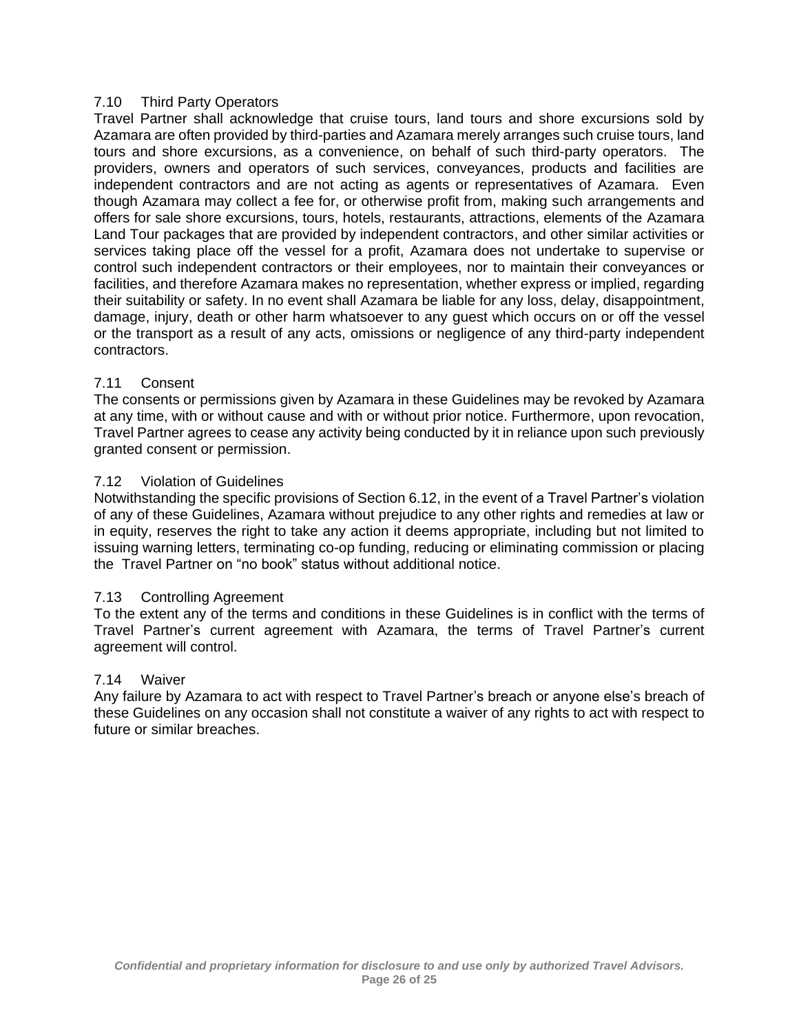### 7.10 Third Party Operators

Travel Partner shall acknowledge that cruise tours, land tours and shore excursions sold by Azamara are often provided by third-parties and Azamara merely arranges such cruise tours, land tours and shore excursions, as a convenience, on behalf of such third-party operators. The providers, owners and operators of such services, conveyances, products and facilities are independent contractors and are not acting as agents or representatives of Azamara. Even though Azamara may collect a fee for, or otherwise profit from, making such arrangements and offers for sale shore excursions, tours, hotels, restaurants, attractions, elements of the Azamara Land Tour packages that are provided by independent contractors, and other similar activities or services taking place off the vessel for a profit, Azamara does not undertake to supervise or control such independent contractors or their employees, nor to maintain their conveyances or facilities, and therefore Azamara makes no representation, whether express or implied, regarding their suitability or safety. In no event shall Azamara be liable for any loss, delay, disappointment, damage, injury, death or other harm whatsoever to any guest which occurs on or off the vessel or the transport as a result of any acts, omissions or negligence of any third-party independent contractors.

### 7.11 Consent

The consents or permissions given by Azamara in these Guidelines may be revoked by Azamara at any time, with or without cause and with or without prior notice. Furthermore, upon revocation, Travel Partner agrees to cease any activity being conducted by it in reliance upon such previously granted consent or permission.

### 7.12 Violation of Guidelines

Notwithstanding the specific provisions of Section 6.12, in the event of a Travel Partner's violation of any of these Guidelines, Azamara without prejudice to any other rights and remedies at law or in equity, reserves the right to take any action it deems appropriate, including but not limited to issuing warning letters, terminating co-op funding, reducing or eliminating commission or placing the Travel Partner on "no book" status without additional notice.

### 7.13 Controlling Agreement

To the extent any of the terms and conditions in these Guidelines is in conflict with the terms of Travel Partner's current agreement with Azamara, the terms of Travel Partner's current agreement will control.

### 7.14 Waiver

Any failure by Azamara to act with respect to Travel Partner's breach or anyone else's breach of these Guidelines on any occasion shall not constitute a waiver of any rights to act with respect to future or similar breaches.